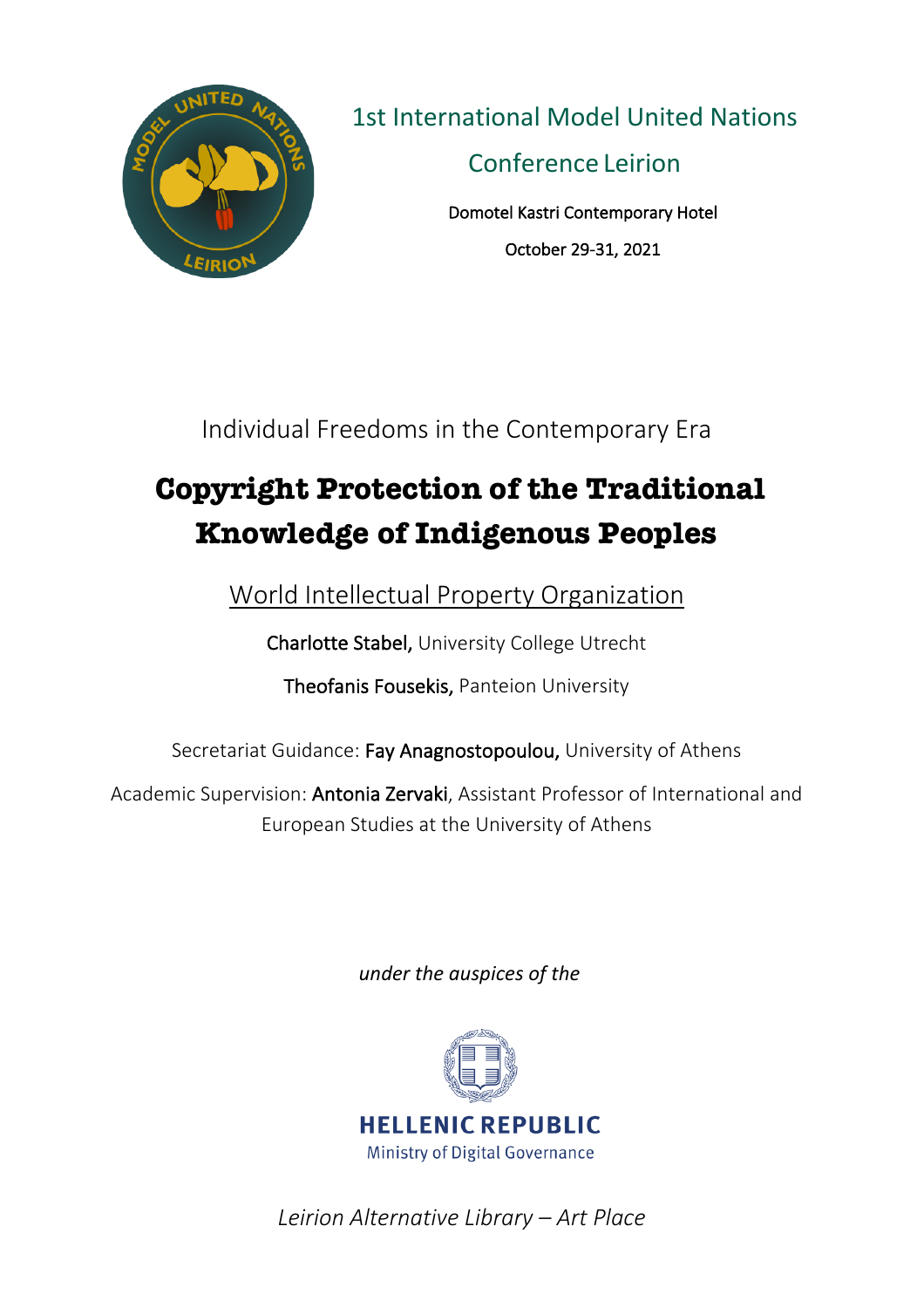1st International Model United Nations Conference Leirion

Domotel Kastri Contemporary Hotel

October 29-31, 2021

Individual Freedoms in the Contemporary Era

# Copyright Protection of the Traditional Knowledge of Indigenous Peoples

World Intellectual Property Organization

**Charlotte Stabel,** University College Utrecht

**Theofanis Fousekis,** Panteion University

Secretariat Guidance: **Fay Anagnostopoulou,** University of Athens

Academic Supervision: **Antonia Zervaki**, Assistant Professor of International and European Studies at the University of Athens

*under the auspices of the*

HELLENIC REPUBLIC
Ministry of Digital Governance

*Leirion Alternative Library – Art Place*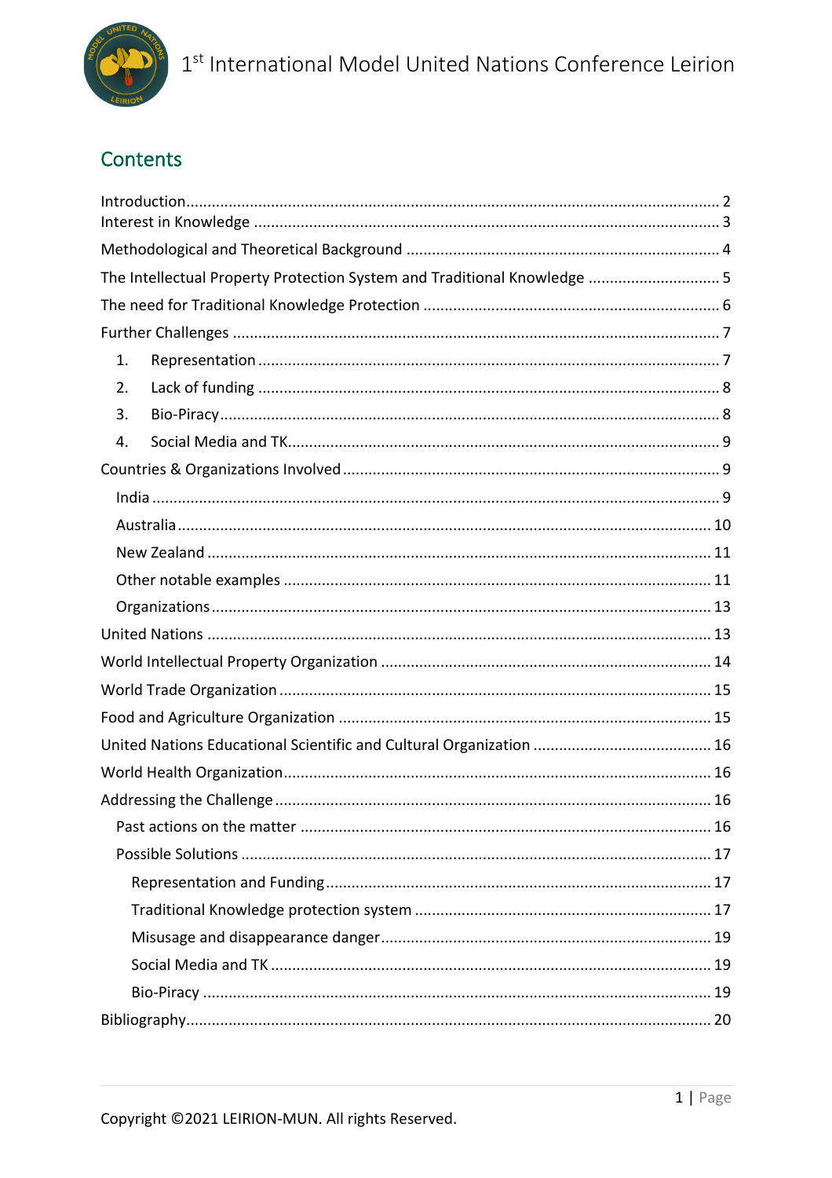## Contents

Introduction .......... 2
Interest in Knowledge .......... 3
Methodological and Theoretical Background .......... 4
The Intellectual Property Protection System and Traditional Knowledge .......... 5
The need for Traditional Knowledge Protection .......... 6
Further Challenges .......... 7

1. Representation .......... 7
2. Lack of funding .......... 8
3. Bio-Piracy .......... 8
4. Social Media and TK .......... 9

Countries & Organizations Involved .......... 9

- India .......... 9
- Australia .......... 10
- New Zealand .......... 11
- Other notable examples .......... 11
- Organizations .......... 13

United Nations .......... 13
World Intellectual Property Organization .......... 14
World Trade Organization .......... 15
Food and Agriculture Organization .......... 15
United Nations Educational Scientific and Cultural Organization .......... 16
World Health Organization .......... 16
Addressing the Challenge .......... 16

- Past actions on the matter .......... 16
- Possible Solutions .......... 17
  - Representation and Funding .......... 17
  - Traditional Knowledge protection system .......... 17
  - Misusage and disappearance danger .......... 19
  - Social Media and TK .......... 19
  - Bio-Piracy .......... 19

Bibliography .......... 20

Copyright ©2021 LEIRION-MUN. All rights Reserved.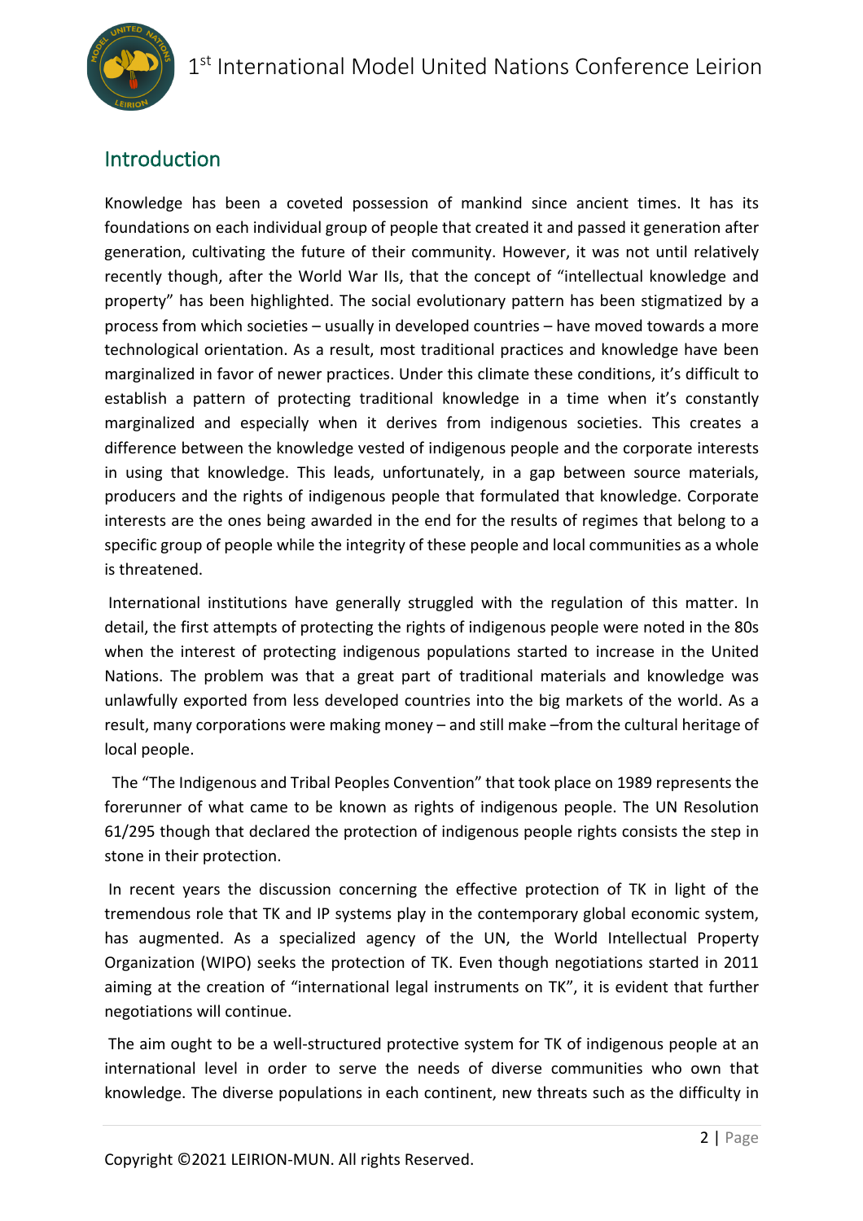## Introduction

Knowledge has been a coveted possession of mankind since ancient times. It has its foundations on each individual group of people that created it and passed it generation after generation, cultivating the future of their community. However, it was not until relatively recently though, after the World War IIs, that the concept of "intellectual knowledge and property" has been highlighted. The social evolutionary pattern has been stigmatized by a process from which societies – usually in developed countries – have moved towards a more technological orientation. As a result, most traditional practices and knowledge have been marginalized in favor of newer practices. Under this climate these conditions, it's difficult to establish a pattern of protecting traditional knowledge in a time when it's constantly marginalized and especially when it derives from indigenous societies. This creates a difference between the knowledge vested of indigenous people and the corporate interests in using that knowledge. This leads, unfortunately, in a gap between source materials, producers and the rights of indigenous people that formulated that knowledge. Corporate interests are the ones being awarded in the end for the results of regimes that belong to a specific group of people while the integrity of these people and local communities as a whole is threatened.

International institutions have generally struggled with the regulation of this matter. In detail, the first attempts of protecting the rights of indigenous people were noted in the 80s when the interest of protecting indigenous populations started to increase in the United Nations. The problem was that a great part of traditional materials and knowledge was unlawfully exported from less developed countries into the big markets of the world. As a result, many corporations were making money – and still make –from the cultural heritage of local people.

The "The Indigenous and Tribal Peoples Convention" that took place on 1989 represents the forerunner of what came to be known as rights of indigenous people. The UN Resolution 61/295 though that declared the protection of indigenous people rights consists the step in stone in their protection.

In recent years the discussion concerning the effective protection of TK in light of the tremendous role that TK and IP systems play in the contemporary global economic system, has augmented. As a specialized agency of the UN, the World Intellectual Property Organization (WIPO) seeks the protection of TK. Even though negotiations started in 2011 aiming at the creation of "international legal instruments on TK", it is evident that further negotiations will continue.

The aim ought to be a well-structured protective system for TK of indigenous people at an international level in order to serve the needs of diverse communities who own that knowledge. The diverse populations in each continent, new threats such as the difficulty in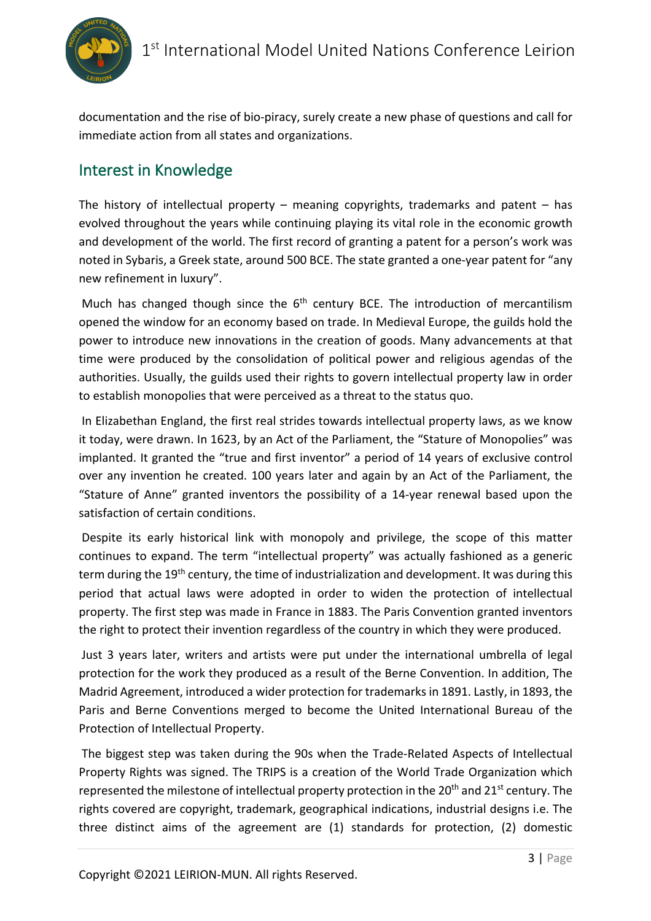documentation and the rise of bio-piracy, surely create a new phase of questions and call for immediate action from all states and organizations.

## Interest in Knowledge

The history of intellectual property – meaning copyrights, trademarks and patent – has evolved throughout the years while continuing playing its vital role in the economic growth and development of the world. The first record of granting a patent for a person's work was noted in Sybaris, a Greek state, around 500 BCE. The state granted a one-year patent for "any new refinement in luxury".

Much has changed though since the 6th century BCE. The introduction of mercantilism opened the window for an economy based on trade. In Medieval Europe, the guilds hold the power to introduce new innovations in the creation of goods. Many advancements at that time were produced by the consolidation of political power and religious agendas of the authorities. Usually, the guilds used their rights to govern intellectual property law in order to establish monopolies that were perceived as a threat to the status quo.

In Elizabethan England, the first real strides towards intellectual property laws, as we know it today, were drawn. In 1623, by an Act of the Parliament, the "Stature of Monopolies" was implanted. It granted the "true and first inventor" a period of 14 years of exclusive control over any invention he created. 100 years later and again by an Act of the Parliament, the "Stature of Anne" granted inventors the possibility of a 14-year renewal based upon the satisfaction of certain conditions.

Despite its early historical link with monopoly and privilege, the scope of this matter continues to expand. The term "intellectual property" was actually fashioned as a generic term during the 19th century, the time of industrialization and development. It was during this period that actual laws were adopted in order to widen the protection of intellectual property. The first step was made in France in 1883. The Paris Convention granted inventors the right to protect their invention regardless of the country in which they were produced.

Just 3 years later, writers and artists were put under the international umbrella of legal protection for the work they produced as a result of the Berne Convention. In addition, The Madrid Agreement, introduced a wider protection for trademarks in 1891. Lastly, in 1893, the Paris and Berne Conventions merged to become the United International Bureau of the Protection of Intellectual Property.

The biggest step was taken during the 90s when the Trade-Related Aspects of Intellectual Property Rights was signed. The TRIPS is a creation of the World Trade Organization which represented the milestone of intellectual property protection in the 20th and 21st century. The rights covered are copyright, trademark, geographical indications, industrial designs i.e. The three distinct aims of the agreement are (1) standards for protection, (2) domestic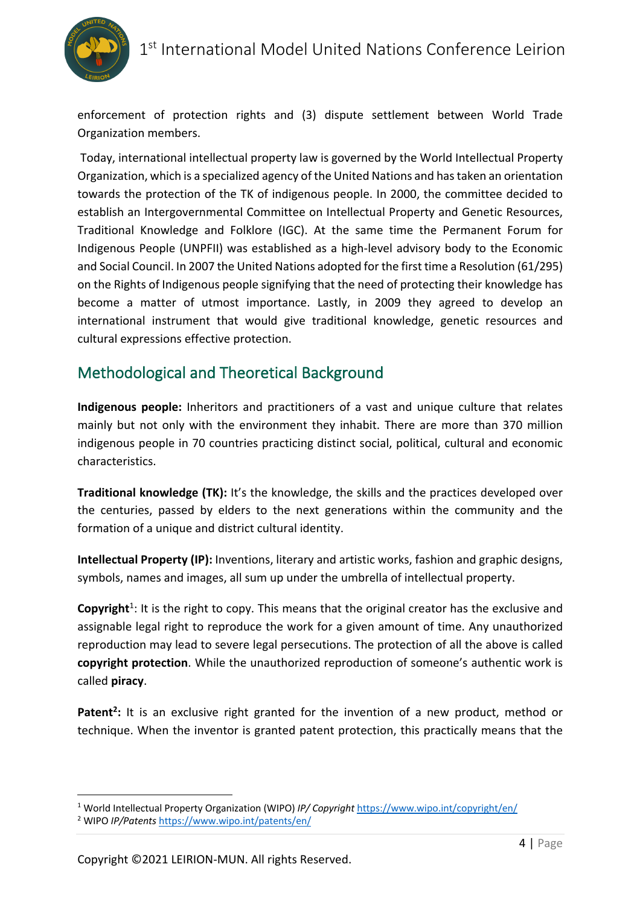enforcement of protection rights and (3) dispute settlement between World Trade Organization members.

Today, international intellectual property law is governed by the World Intellectual Property Organization, which is a specialized agency of the United Nations and has taken an orientation towards the protection of the TK of indigenous people. In 2000, the committee decided to establish an Intergovernmental Committee on Intellectual Property and Genetic Resources, Traditional Knowledge and Folklore (IGC). At the same time the Permanent Forum for Indigenous People (UNPFII) was established as a high-level advisory body to the Economic and Social Council. In 2007 the United Nations adopted for the first time a Resolution (61/295) on the Rights of Indigenous people signifying that the need of protecting their knowledge has become a matter of utmost importance. Lastly, in 2009 they agreed to develop an international instrument that would give traditional knowledge, genetic resources and cultural expressions effective protection.

## Methodological and Theoretical Background

**Indigenous people:** Inheritors and practitioners of a vast and unique culture that relates mainly but not only with the environment they inhabit. There are more than 370 million indigenous people in 70 countries practicing distinct social, political, cultural and economic characteristics.

**Traditional knowledge (TK):** It's the knowledge, the skills and the practices developed over the centuries, passed by elders to the next generations within the community and the formation of a unique and district cultural identity.

**Intellectual Property (IP):** Inventions, literary and artistic works, fashion and graphic designs, symbols, names and images, all sum up under the umbrella of intellectual property.

**Copyright**[1]: It is the right to copy. This means that the original creator has the exclusive and assignable legal right to reproduce the work for a given amount of time. Any unauthorized reproduction may lead to severe legal persecutions. The protection of all the above is called **copyright protection**. While the unauthorized reproduction of someone's authentic work is called **piracy**.

**Patent**[2]**:** It is an exclusive right granted for the invention of a new product, method or technique. When the inventor is granted patent protection, this practically means that the

---

[1] World Intellectual Property Organization (WIPO) *IP/ Copyright* https://www.wipo.int/copyright/en/

[2] WIPO *IP/Patents* https://www.wipo.int/patents/en/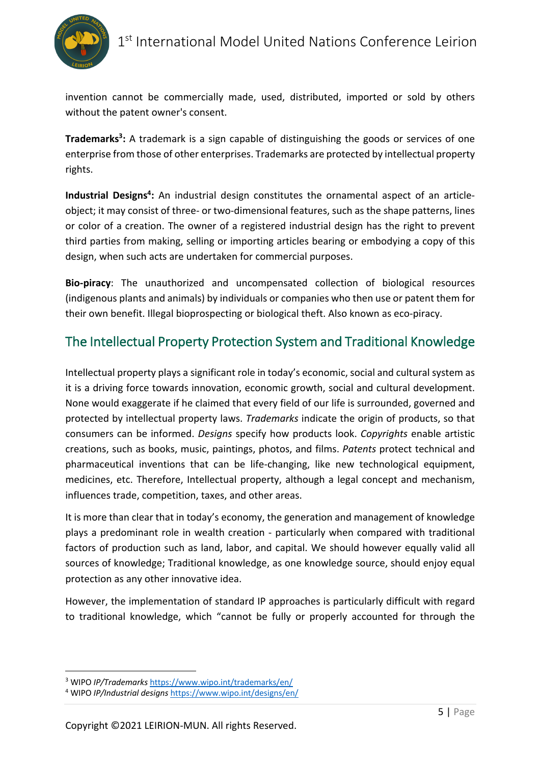invention cannot be commercially made, used, distributed, imported or sold by others without the patent owner's consent.

**Trademarks[3]:** A trademark is a sign capable of distinguishing the goods or services of one enterprise from those of other enterprises. Trademarks are protected by intellectual property rights.

**Industrial Designs[4]:** An industrial design constitutes the ornamental aspect of an article-object; it may consist of three- or two-dimensional features, such as the shape patterns, lines or color of a creation. The owner of a registered industrial design has the right to prevent third parties from making, selling or importing articles bearing or embodying a copy of this design, when such acts are undertaken for commercial purposes.

**Bio-piracy**: The unauthorized and uncompensated collection of biological resources (indigenous plants and animals) by individuals or companies who then use or patent them for their own benefit. Illegal bioprospecting or biological theft. Also known as eco-piracy.

## The Intellectual Property Protection System and Traditional Knowledge

Intellectual property plays a significant role in today's economic, social and cultural system as it is a driving force towards innovation, economic growth, social and cultural development. None would exaggerate if he claimed that every field of our life is surrounded, governed and protected by intellectual property laws. *Trademarks* indicate the origin of products, so that consumers can be informed. *Designs* specify how products look. *Copyrights* enable artistic creations, such as books, music, paintings, photos, and films. *Patents* protect technical and pharmaceutical inventions that can be life-changing, like new technological equipment, medicines, etc. Therefore, Intellectual property, although a legal concept and mechanism, influences trade, competition, taxes, and other areas.

It is more than clear that in today's economy, the generation and management of knowledge plays a predominant role in wealth creation - particularly when compared with traditional factors of production such as land, labor, and capital. We should however equally valid all sources of knowledge; Traditional knowledge, as one knowledge source, should enjoy equal protection as any other innovative idea.

However, the implementation of standard IP approaches is particularly difficult with regard to traditional knowledge, which "cannot be fully or properly accounted for through the

---

[3] WIPO *IP/Trademarks* https://www.wipo.int/trademarks/en/

[4] WIPO *IP/Industrial designs* https://www.wipo.int/designs/en/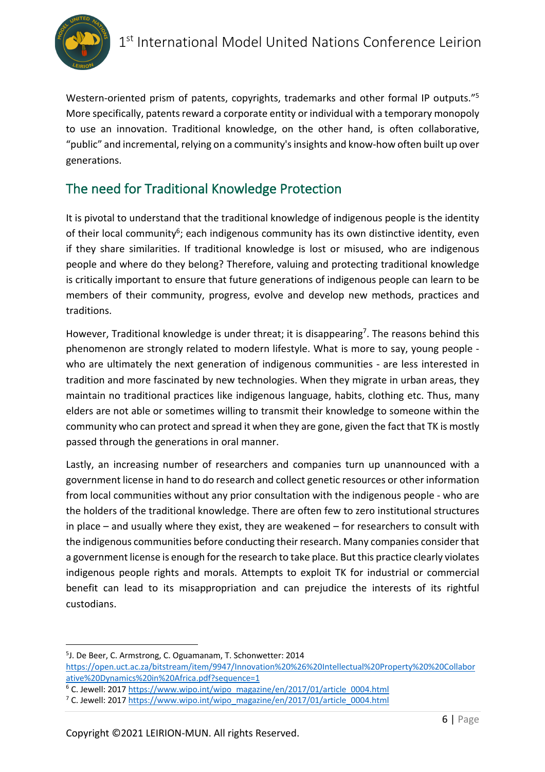Western-oriented prism of patents, copyrights, trademarks and other formal IP outputs."[5] More specifically, patents reward a corporate entity or individual with a temporary monopoly to use an innovation. Traditional knowledge, on the other hand, is often collaborative, "public" and incremental, relying on a community's insights and know-how often built up over generations.

## The need for Traditional Knowledge Protection

It is pivotal to understand that the traditional knowledge of indigenous people is the identity of their local community[6]; each indigenous community has its own distinctive identity, even if they share similarities. If traditional knowledge is lost or misused, who are indigenous people and where do they belong? Therefore, valuing and protecting traditional knowledge is critically important to ensure that future generations of indigenous people can learn to be members of their community, progress, evolve and develop new methods, practices and traditions.

However, Traditional knowledge is under threat; it is disappearing[7]. The reasons behind this phenomenon are strongly related to modern lifestyle. What is more to say, young people - who are ultimately the next generation of indigenous communities - are less interested in tradition and more fascinated by new technologies. When they migrate in urban areas, they maintain no traditional practices like indigenous language, habits, clothing etc. Thus, many elders are not able or sometimes willing to transmit their knowledge to someone within the community who can protect and spread it when they are gone, given the fact that TK is mostly passed through the generations in oral manner.

Lastly, an increasing number of researchers and companies turn up unannounced with a government license in hand to do research and collect genetic resources or other information from local communities without any prior consultation with the indigenous people - who are the holders of the traditional knowledge. There are often few to zero institutional structures in place – and usually where they exist, they are weakened – for researchers to consult with the indigenous communities before conducting their research. Many companies consider that a government license is enough for the research to take place. But this practice clearly violates indigenous people rights and morals. Attempts to exploit TK for industrial or commercial benefit can lead to its misappropriation and can prejudice the interests of its rightful custodians.

---

[5] J. De Beer, C. Armstrong, C. Oguamanam, T. Schonwetter: 2014 https://open.uct.ac.za/bitstream/item/9947/Innovation%20%26%20Intellectual%20Property%20%20Collaborative%20Dynamics%20in%20Africa.pdf?sequence=1

[6] C. Jewell: 2017 https://www.wipo.int/wipo_magazine/en/2017/01/article_0004.html

[7] C. Jewell: 2017 https://www.wipo.int/wipo_magazine/en/2017/01/article_0004.html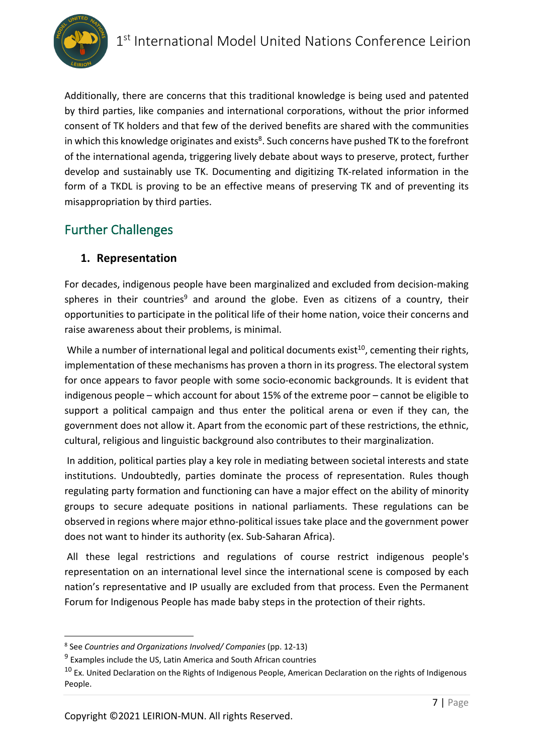Additionally, there are concerns that this traditional knowledge is being used and patented by third parties, like companies and international corporations, without the prior informed consent of TK holders and that few of the derived benefits are shared with the communities in which this knowledge originates and exists[8]. Such concerns have pushed TK to the forefront of the international agenda, triggering lively debate about ways to preserve, protect, further develop and sustainably use TK. Documenting and digitizing TK-related information in the form of a TKDL is proving to be an effective means of preserving TK and of preventing its misappropriation by third parties.

## Further Challenges

### 1. Representation

For decades, indigenous people have been marginalized and excluded from decision-making spheres in their countries[9] and around the globe. Even as citizens of a country, their opportunities to participate in the political life of their home nation, voice their concerns and raise awareness about their problems, is minimal.

While a number of international legal and political documents exist[10], cementing their rights, implementation of these mechanisms has proven a thorn in its progress. The electoral system for once appears to favor people with some socio-economic backgrounds. It is evident that indigenous people – which account for about 15% of the extreme poor – cannot be eligible to support a political campaign and thus enter the political arena or even if they can, the government does not allow it. Apart from the economic part of these restrictions, the ethnic, cultural, religious and linguistic background also contributes to their marginalization.

In addition, political parties play a key role in mediating between societal interests and state institutions. Undoubtedly, parties dominate the process of representation. Rules though regulating party formation and functioning can have a major effect on the ability of minority groups to secure adequate positions in national parliaments. These regulations can be observed in regions where major ethno-political issues take place and the government power does not want to hinder its authority (ex. Sub-Saharan Africa).

All these legal restrictions and regulations of course restrict indigenous people's representation on an international level since the international scene is composed by each nation's representative and IP usually are excluded from that process. Even the Permanent Forum for Indigenous People has made baby steps in the protection of their rights.

---

[8] See *Countries and Organizations Involved/ Companies* (pp. 12-13)

[9] Examples include the US, Latin America and South African countries

[10] Ex. United Declaration on the Rights of Indigenous People, American Declaration on the rights of Indigenous People.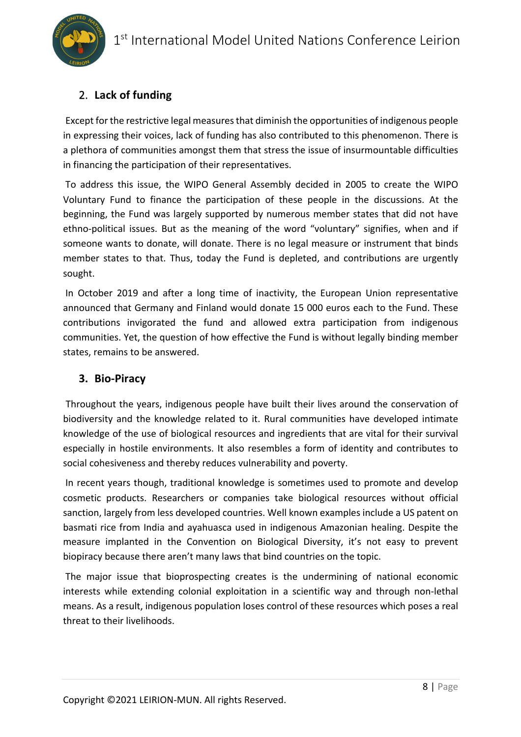## 2. Lack of funding

Except for the restrictive legal measures that diminish the opportunities of indigenous people in expressing their voices, lack of funding has also contributed to this phenomenon. There is a plethora of communities amongst them that stress the issue of insurmountable difficulties in financing the participation of their representatives.

To address this issue, the WIPO General Assembly decided in 2005 to create the WIPO Voluntary Fund to finance the participation of these people in the discussions. At the beginning, the Fund was largely supported by numerous member states that did not have ethno-political issues. But as the meaning of the word "voluntary" signifies, when and if someone wants to donate, will donate. There is no legal measure or instrument that binds member states to that. Thus, today the Fund is depleted, and contributions are urgently sought.

In October 2019 and after a long time of inactivity, the European Union representative announced that Germany and Finland would donate 15 000 euros each to the Fund. These contributions invigorated the fund and allowed extra participation from indigenous communities. Yet, the question of how effective the Fund is without legally binding member states, remains to be answered.

## 3. Bio-Piracy

Throughout the years, indigenous people have built their lives around the conservation of biodiversity and the knowledge related to it. Rural communities have developed intimate knowledge of the use of biological resources and ingredients that are vital for their survival especially in hostile environments. It also resembles a form of identity and contributes to social cohesiveness and thereby reduces vulnerability and poverty.

In recent years though, traditional knowledge is sometimes used to promote and develop cosmetic products. Researchers or companies take biological resources without official sanction, largely from less developed countries. Well known examples include a US patent on basmati rice from India and ayahuasca used in indigenous Amazonian healing. Despite the measure implanted in the Convention on Biological Diversity, it's not easy to prevent biopiracy because there aren't many laws that bind countries on the topic.

The major issue that bioprospecting creates is the undermining of national economic interests while extending colonial exploitation in a scientific way and through non-lethal means. As a result, indigenous population loses control of these resources which poses a real threat to their livelihoods.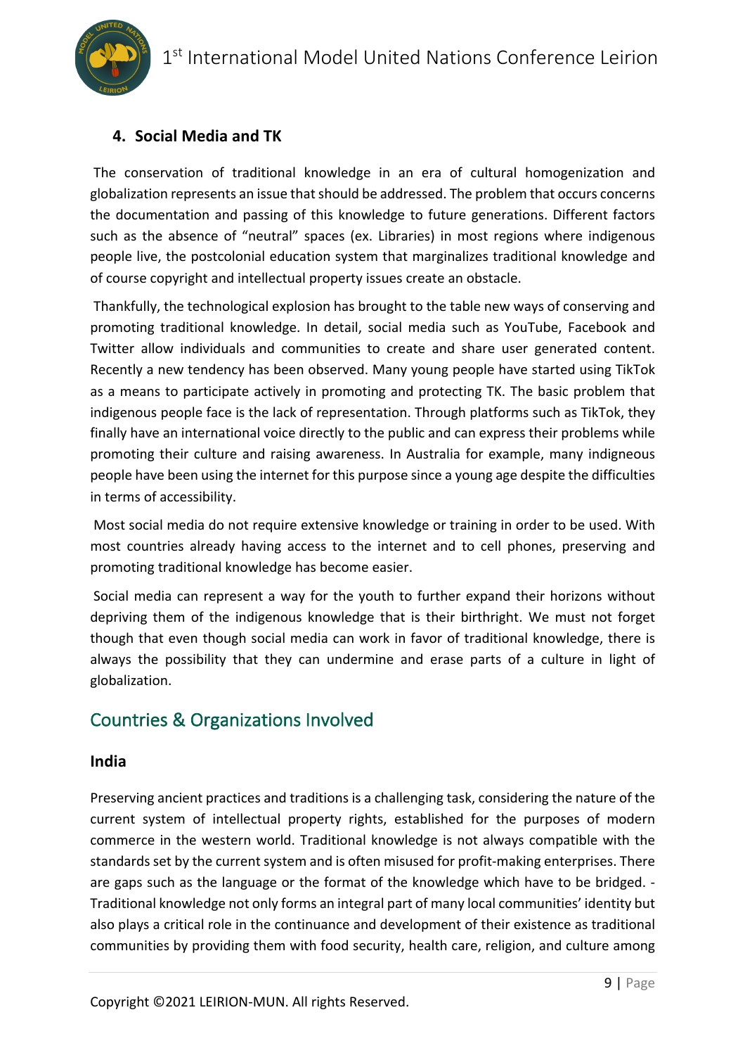### 4. Social Media and TK

The conservation of traditional knowledge in an era of cultural homogenization and globalization represents an issue that should be addressed. The problem that occurs concerns the documentation and passing of this knowledge to future generations. Different factors such as the absence of "neutral" spaces (ex. Libraries) in most regions where indigenous people live, the postcolonial education system that marginalizes traditional knowledge and of course copyright and intellectual property issues create an obstacle.

Thankfully, the technological explosion has brought to the table new ways of conserving and promoting traditional knowledge. In detail, social media such as YouTube, Facebook and Twitter allow individuals and communities to create and share user generated content. Recently a new tendency has been observed. Many young people have started using TikTok as a means to participate actively in promoting and protecting TK. The basic problem that indigenous people face is the lack of representation. Through platforms such as TikTok, they finally have an international voice directly to the public and can express their problems while promoting their culture and raising awareness. In Australia for example, many indigneous people have been using the internet for this purpose since a young age despite the difficulties in terms of accessibility.

Most social media do not require extensive knowledge or training in order to be used. With most countries already having access to the internet and to cell phones, preserving and promoting traditional knowledge has become easier.

Social media can represent a way for the youth to further expand their horizons without depriving them of the indigenous knowledge that is their birthright. We must not forget though that even though social media can work in favor of traditional knowledge, there is always the possibility that they can undermine and erase parts of a culture in light of globalization.

## Countries & Organizations Involved

### India

Preserving ancient practices and traditions is a challenging task, considering the nature of the current system of intellectual property rights, established for the purposes of modern commerce in the western world. Traditional knowledge is not always compatible with the standards set by the current system and is often misused for profit-making enterprises. There are gaps such as the language or the format of the knowledge which have to be bridged. - Traditional knowledge not only forms an integral part of many local communities' identity but also plays a critical role in the continuance and development of their existence as traditional communities by providing them with food security, health care, religion, and culture among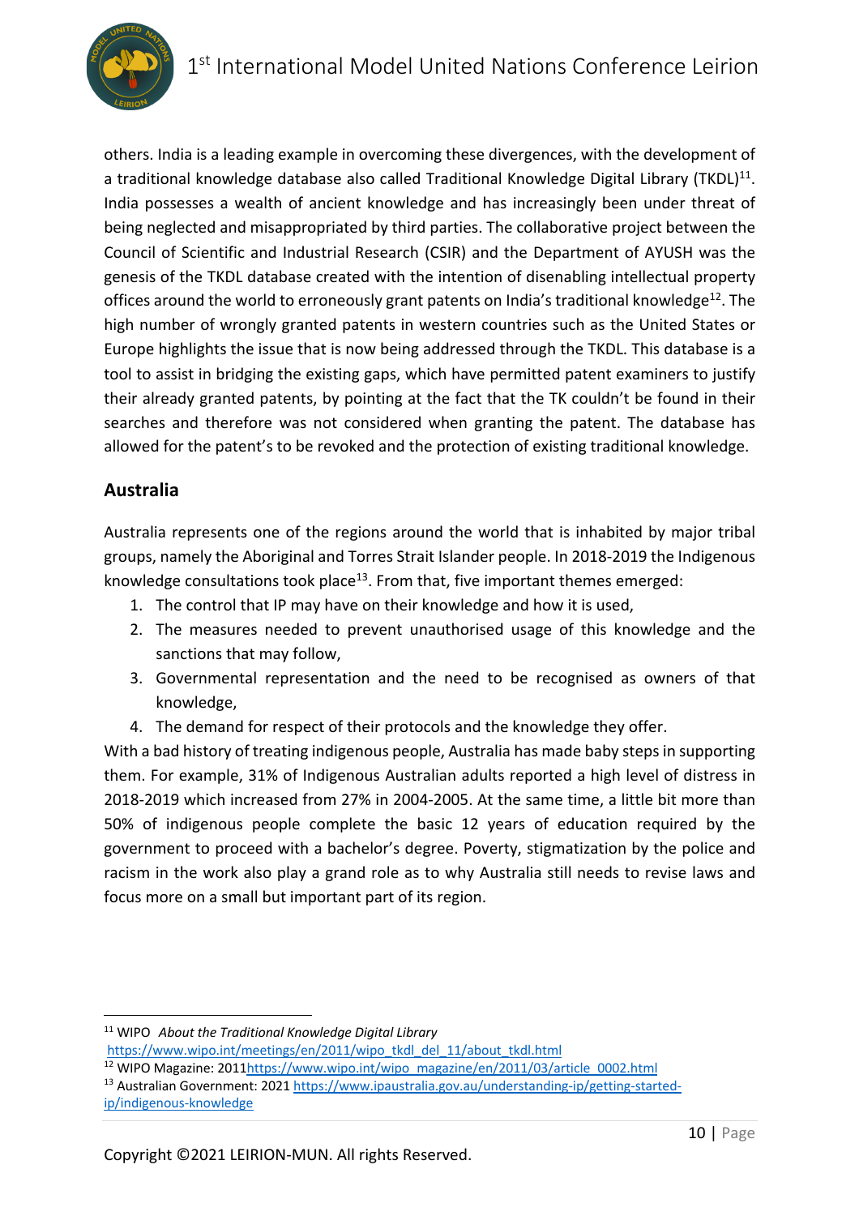others. India is a leading example in overcoming these divergences, with the development of a traditional knowledge database also called Traditional Knowledge Digital Library (TKDL)[11]. India possesses a wealth of ancient knowledge and has increasingly been under threat of being neglected and misappropriated by third parties. The collaborative project between the Council of Scientific and Industrial Research (CSIR) and the Department of AYUSH was the genesis of the TKDL database created with the intention of disenabling intellectual property offices around the world to erroneously grant patents on India's traditional knowledge[12]. The high number of wrongly granted patents in western countries such as the United States or Europe highlights the issue that is now being addressed through the TKDL. This database is a tool to assist in bridging the existing gaps, which have permitted patent examiners to justify their already granted patents, by pointing at the fact that the TK couldn't be found in their searches and therefore was not considered when granting the patent. The database has allowed for the patent's to be revoked and the protection of existing traditional knowledge.

## Australia

Australia represents one of the regions around the world that is inhabited by major tribal groups, namely the Aboriginal and Torres Strait Islander people. In 2018-2019 the Indigenous knowledge consultations took place[13]. From that, five important themes emerged:

1. The control that IP may have on their knowledge and how it is used,
2. The measures needed to prevent unauthorised usage of this knowledge and the sanctions that may follow,
3. Governmental representation and the need to be recognised as owners of that knowledge,
4. The demand for respect of their protocols and the knowledge they offer.

With a bad history of treating indigenous people, Australia has made baby steps in supporting them. For example, 31% of Indigenous Australian adults reported a high level of distress in 2018-2019 which increased from 27% in 2004-2005. At the same time, a little bit more than 50% of indigenous people complete the basic 12 years of education required by the government to proceed with a bachelor's degree. Poverty, stigmatization by the police and racism in the work also play a grand role as to why Australia still needs to revise laws and focus more on a small but important part of its region.

---

[11] WIPO *About the Traditional Knowledge Digital Library* https://www.wipo.int/meetings/en/2011/wipo_tkdl_del_11/about_tkdl.html

[12] WIPO Magazine: 2011https://www.wipo.int/wipo_magazine/en/2011/03/article_0002.html

[13] Australian Government: 2021 https://www.ipaustralia.gov.au/understanding-ip/getting-started-ip/indigenous-knowledge

Copyright ©2021 LEIRION-MUN. All rights Reserved.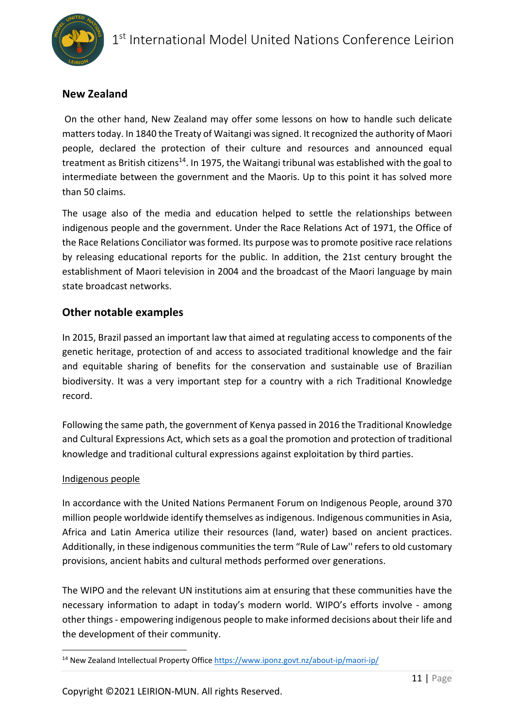## New Zealand

On the other hand, New Zealand may offer some lessons on how to handle such delicate matters today. In 1840 the Treaty of Waitangi was signed. It recognized the authority of Maori people, declared the protection of their culture and resources and announced equal treatment as British citizens[14]. In 1975, the Waitangi tribunal was established with the goal to intermediate between the government and the Maoris. Up to this point it has solved more than 50 claims.

The usage also of the media and education helped to settle the relationships between indigenous people and the government. Under the Race Relations Act of 1971, the Office of the Race Relations Conciliator was formed. Its purpose was to promote positive race relations by releasing educational reports for the public. In addition, the 21st century brought the establishment of Maori television in 2004 and the broadcast of the Maori language by main state broadcast networks.

## Other notable examples

In 2015, Brazil passed an important law that aimed at regulating access to components of the genetic heritage, protection of and access to associated traditional knowledge and the fair and equitable sharing of benefits for the conservation and sustainable use of Brazilian biodiversity. It was a very important step for a country with a rich Traditional Knowledge record.

Following the same path, the government of Kenya passed in 2016 the Traditional Knowledge and Cultural Expressions Act, which sets as a goal the promotion and protection of traditional knowledge and traditional cultural expressions against exploitation by third parties.

<u>Indigenous people</u>

In accordance with the United Nations Permanent Forum on Indigenous People, around 370 million people worldwide identify themselves as indigenous. Indigenous communities in Asia, Africa and Latin America utilize their resources (land, water) based on ancient practices. Additionally, in these indigenous communities the term "Rule of Law'' refers to old customary provisions, ancient habits and cultural methods performed over generations.

The WIPO and the relevant UN institutions aim at ensuring that these communities have the necessary information to adapt in today's modern world. WIPO's efforts involve - among other things - empowering indigenous people to make informed decisions about their life and the development of their community.

---

[14] New Zealand Intellectual Property Office https://www.iponz.govt.nz/about-ip/maori-ip/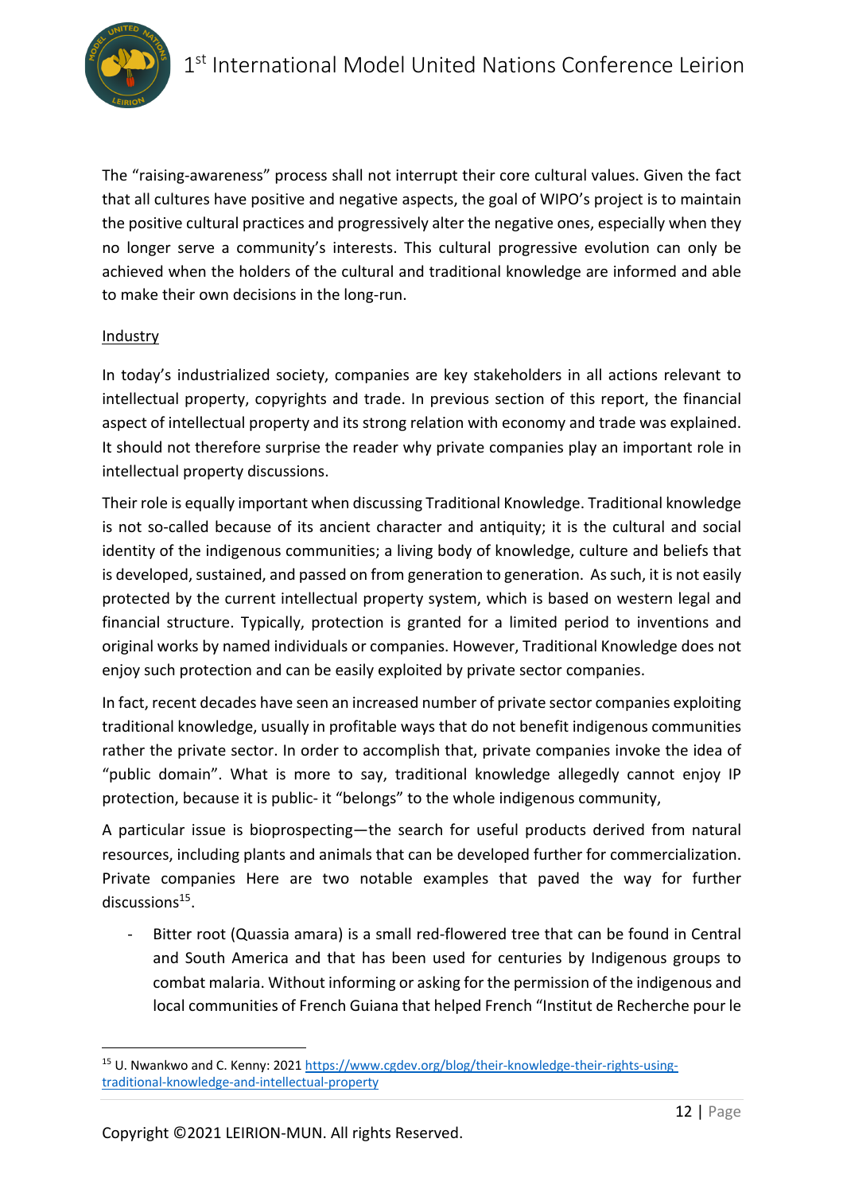The “raising-awareness” process shall not interrupt their core cultural values. Given the fact that all cultures have positive and negative aspects, the goal of WIPO’s project is to maintain the positive cultural practices and progressively alter the negative ones, especially when they no longer serve a community’s interests. This cultural progressive evolution can only be achieved when the holders of the cultural and traditional knowledge are informed and able to make their own decisions in the long-run.

<u>Industry</u>

In today’s industrialized society, companies are key stakeholders in all actions relevant to intellectual property, copyrights and trade. In previous section of this report, the financial aspect of intellectual property and its strong relation with economy and trade was explained. It should not therefore surprise the reader why private companies play an important role in intellectual property discussions.

Their role is equally important when discussing Traditional Knowledge. Traditional knowledge is not so-called because of its ancient character and antiquity; it is the cultural and social identity of the indigenous communities; a living body of knowledge, culture and beliefs that is developed, sustained, and passed on from generation to generation. As such, it is not easily protected by the current intellectual property system, which is based on western legal and financial structure. Typically, protection is granted for a limited period to inventions and original works by named individuals or companies. However, Traditional Knowledge does not enjoy such protection and can be easily exploited by private sector companies.

In fact, recent decades have seen an increased number of private sector companies exploiting traditional knowledge, usually in profitable ways that do not benefit indigenous communities rather the private sector. In order to accomplish that, private companies invoke the idea of “public domain”. What is more to say, traditional knowledge allegedly cannot enjoy IP protection, because it is public- it “belongs” to the whole indigenous community,

A particular issue is bioprospecting—the search for useful products derived from natural resources, including plants and animals that can be developed further for commercialization. Private companies Here are two notable examples that paved the way for further discussions[15].

- Bitter root (Quassia amara) is a small red-flowered tree that can be found in Central and South America and that has been used for centuries by Indigenous groups to combat malaria. Without informing or asking for the permission of the indigenous and local communities of French Guiana that helped French “Institut de Recherche pour le

[15] U. Nwankwo and C. Kenny: 2021 https://www.cgdev.org/blog/their-knowledge-their-rights-using-traditional-knowledge-and-intellectual-property

Copyright ©2021 LEIRION-MUN. All rights Reserved.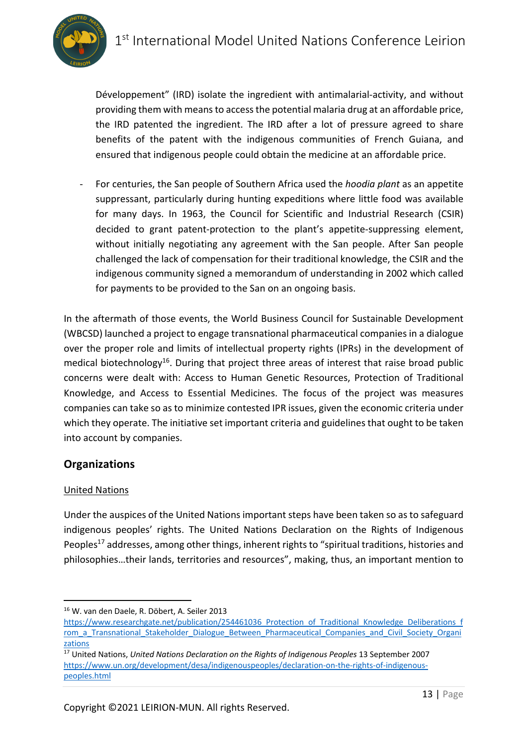Développement" (IRD) isolate the ingredient with antimalarial-activity, and without providing them with means to access the potential malaria drug at an affordable price, the IRD patented the ingredient. The IRD after a lot of pressure agreed to share benefits of the patent with the indigenous communities of French Guiana, and ensured that indigenous people could obtain the medicine at an affordable price.

- For centuries, the San people of Southern Africa used the *hoodia plant* as an appetite suppressant, particularly during hunting expeditions where little food was available for many days. In 1963, the Council for Scientific and Industrial Research (CSIR) decided to grant patent-protection to the plant's appetite-suppressing element, without initially negotiating any agreement with the San people. After San people challenged the lack of compensation for their traditional knowledge, the CSIR and the indigenous community signed a memorandum of understanding in 2002 which called for payments to be provided to the San on an ongoing basis.

In the aftermath of those events, the World Business Council for Sustainable Development (WBCSD) launched a project to engage transnational pharmaceutical companies in a dialogue over the proper role and limits of intellectual property rights (IPRs) in the development of medical biotechnology[16]. During that project three areas of interest that raise broad public concerns were dealt with: Access to Human Genetic Resources, Protection of Traditional Knowledge, and Access to Essential Medicines. The focus of the project was measures companies can take so as to minimize contested IPR issues, given the economic criteria under which they operate. The initiative set important criteria and guidelines that ought to be taken into account by companies.

## Organizations

### United Nations

Under the auspices of the United Nations important steps have been taken so as to safeguard indigenous peoples' rights. The United Nations Declaration on the Rights of Indigenous Peoples[17] addresses, among other things, inherent rights to "spiritual traditions, histories and philosophies…their lands, territories and resources", making, thus, an important mention to

---

[16] W. van den Daele, R. Döbert, A. Seiler 2013 https://www.researchgate.net/publication/254461036_Protection_of_Traditional_Knowledge_Deliberations_from_a_Transnational_Stakeholder_Dialogue_Between_Pharmaceutical_Companies_and_Civil_Society_Organizations

[17] United Nations, *United Nations Declaration on the Rights of Indigenous Peoples* 13 September 2007 https://www.un.org/development/desa/indigenouspeoples/declaration-on-the-rights-of-indigenous-peoples.html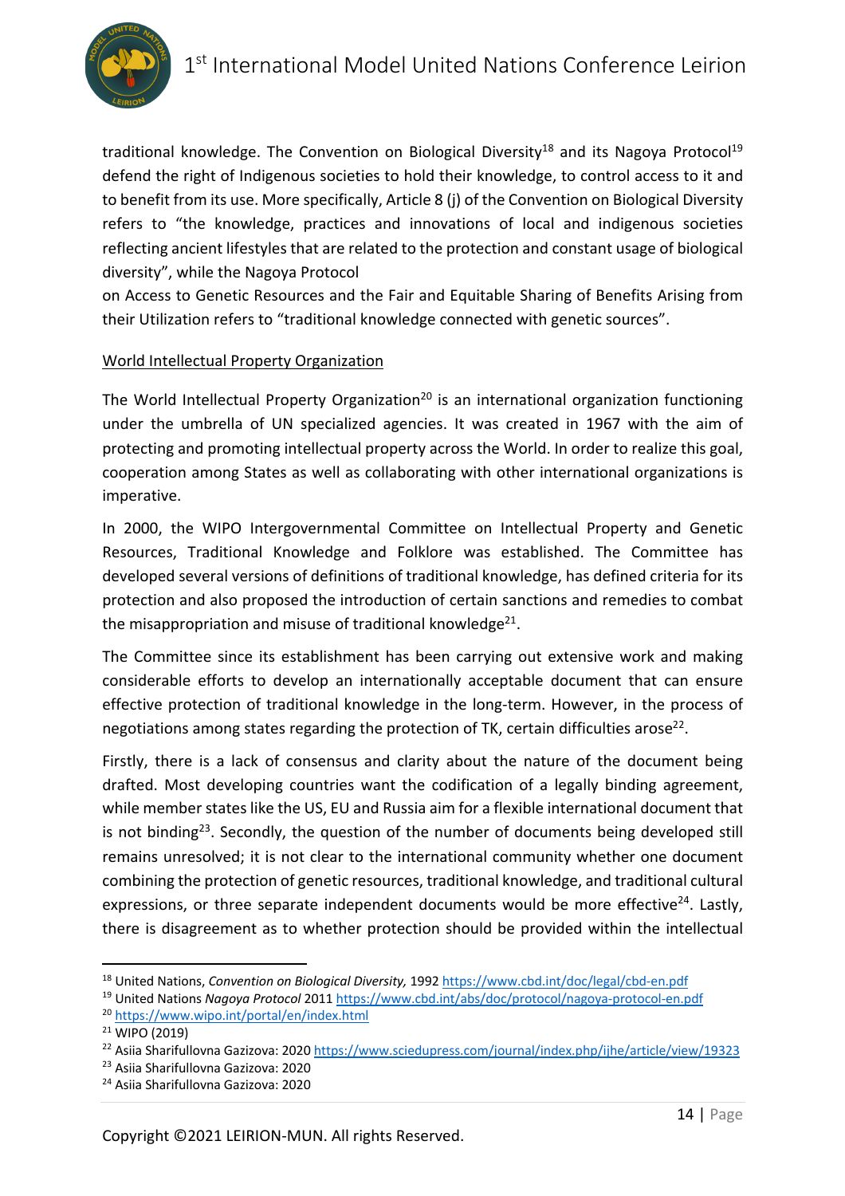traditional knowledge. The Convention on Biological Diversity[18] and its Nagoya Protocol[19] defend the right of Indigenous societies to hold their knowledge, to control access to it and to benefit from its use. More specifically, Article 8 (j) of the Convention on Biological Diversity refers to "the knowledge, practices and innovations of local and indigenous societies reflecting ancient lifestyles that are related to the protection and constant usage of biological diversity", while the Nagoya Protocol on Access to Genetic Resources and the Fair and Equitable Sharing of Benefits Arising from their Utilization refers to "traditional knowledge connected with genetic sources".

World Intellectual Property Organization

The World Intellectual Property Organization[20] is an international organization functioning under the umbrella of UN specialized agencies. It was created in 1967 with the aim of protecting and promoting intellectual property across the World. In order to realize this goal, cooperation among States as well as collaborating with other international organizations is imperative.

In 2000, the WIPO Intergovernmental Committee on Intellectual Property and Genetic Resources, Traditional Knowledge and Folklore was established. The Committee has developed several versions of definitions of traditional knowledge, has defined criteria for its protection and also proposed the introduction of certain sanctions and remedies to combat the misappropriation and misuse of traditional knowledge[21].

The Committee since its establishment has been carrying out extensive work and making considerable efforts to develop an internationally acceptable document that can ensure effective protection of traditional knowledge in the long-term. However, in the process of negotiations among states regarding the protection of TK, certain difficulties arose[22].

Firstly, there is a lack of consensus and clarity about the nature of the document being drafted. Most developing countries want the codification of a legally binding agreement, while member states like the US, EU and Russia aim for a flexible international document that is not binding[23]. Secondly, the question of the number of documents being developed still remains unresolved; it is not clear to the international community whether one document combining the protection of genetic resources, traditional knowledge, and traditional cultural expressions, or three separate independent documents would be more effective[24]. Lastly, there is disagreement as to whether protection should be provided within the intellectual

---

[18] United Nations, *Convention on Biological Diversity,* 1992 https://www.cbd.int/doc/legal/cbd-en.pdf
[19] United Nations *Nagoya Protocol* 2011 https://www.cbd.int/abs/doc/protocol/nagoya-protocol-en.pdf
[20] https://www.wipo.int/portal/en/index.html
[21] WIPO (2019)
[22] Asiia Sharifullovna Gazizova: 2020 https://www.sciedupress.com/journal/index.php/ijhe/article/view/19323
[23] Asiia Sharifullovna Gazizova: 2020
[24] Asiia Sharifullovna Gazizova: 2020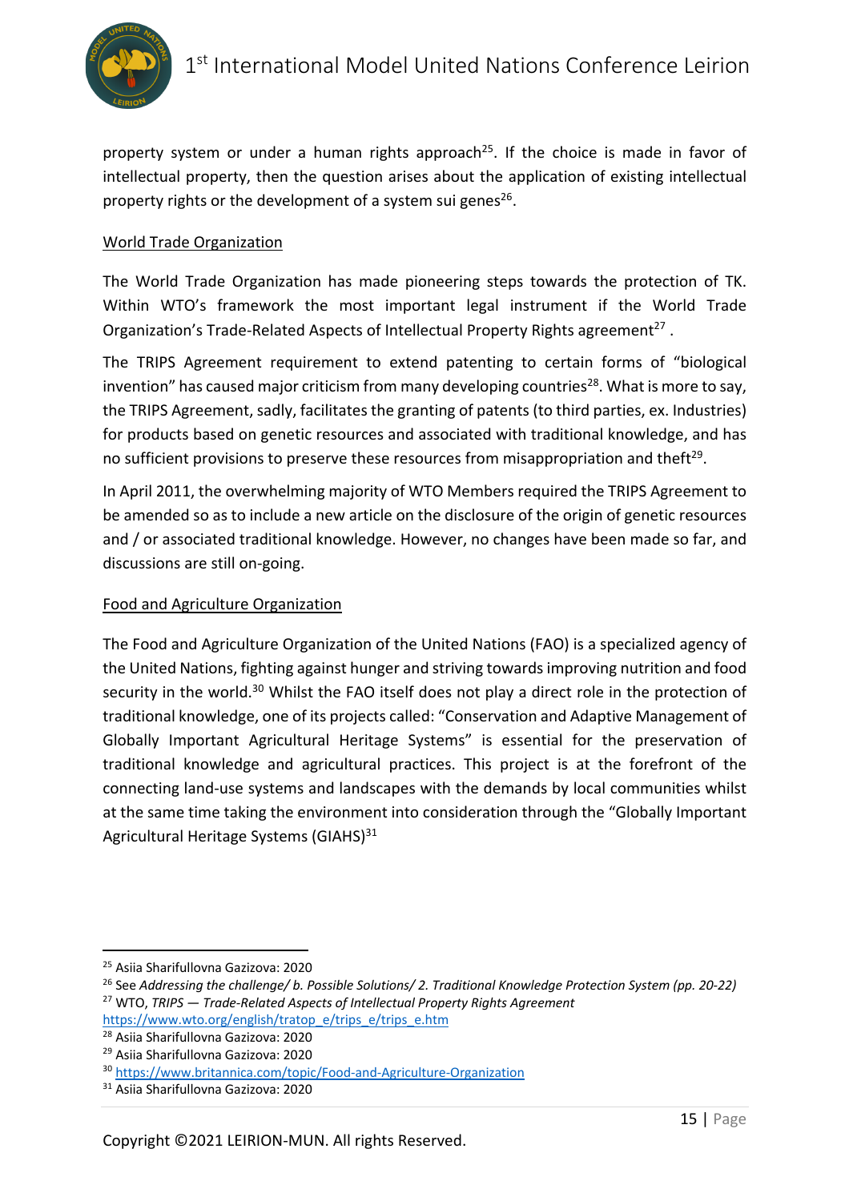property system or under a human rights approach[25]. If the choice is made in favor of intellectual property, then the question arises about the application of existing intellectual property rights or the development of a system sui genes[26].

World Trade Organization

The World Trade Organization has made pioneering steps towards the protection of TK. Within WTO's framework the most important legal instrument if the World Trade Organization's Trade-Related Aspects of Intellectual Property Rights agreement[27] .

The TRIPS Agreement requirement to extend patenting to certain forms of "biological invention" has caused major criticism from many developing countries[28]. What is more to say, the TRIPS Agreement, sadly, facilitates the granting of patents (to third parties, ex. Industries) for products based on genetic resources and associated with traditional knowledge, and has no sufficient provisions to preserve these resources from misappropriation and theft[29].

In April 2011, the overwhelming majority of WTO Members required the TRIPS Agreement to be amended so as to include a new article on the disclosure of the origin of genetic resources and / or associated traditional knowledge. However, no changes have been made so far, and discussions are still on-going.

Food and Agriculture Organization

The Food and Agriculture Organization of the United Nations (FAO) is a specialized agency of the United Nations, fighting against hunger and striving towards improving nutrition and food security in the world.[30] Whilst the FAO itself does not play a direct role in the protection of traditional knowledge, one of its projects called: "Conservation and Adaptive Management of Globally Important Agricultural Heritage Systems" is essential for the preservation of traditional knowledge and agricultural practices. This project is at the forefront of the connecting land-use systems and landscapes with the demands by local communities whilst at the same time taking the environment into consideration through the "Globally Important Agricultural Heritage Systems (GIAHS)[31]

---

[25] Asiia Sharifullovna Gazizova: 2020

[26] See *Addressing the challenge/ b. Possible Solutions/ 2. Traditional Knowledge Protection System (pp. 20-22)*

[27] WTO, *TRIPS — Trade-Related Aspects of Intellectual Property Rights Agreement* https://www.wto.org/english/tratop_e/trips_e/trips_e.htm

[28] Asiia Sharifullovna Gazizova: 2020

[29] Asiia Sharifullovna Gazizova: 2020

[30] https://www.britannica.com/topic/Food-and-Agriculture-Organization

[31] Asiia Sharifullovna Gazizova: 2020

Copyright ©2021 LEIRION-MUN. All rights Reserved.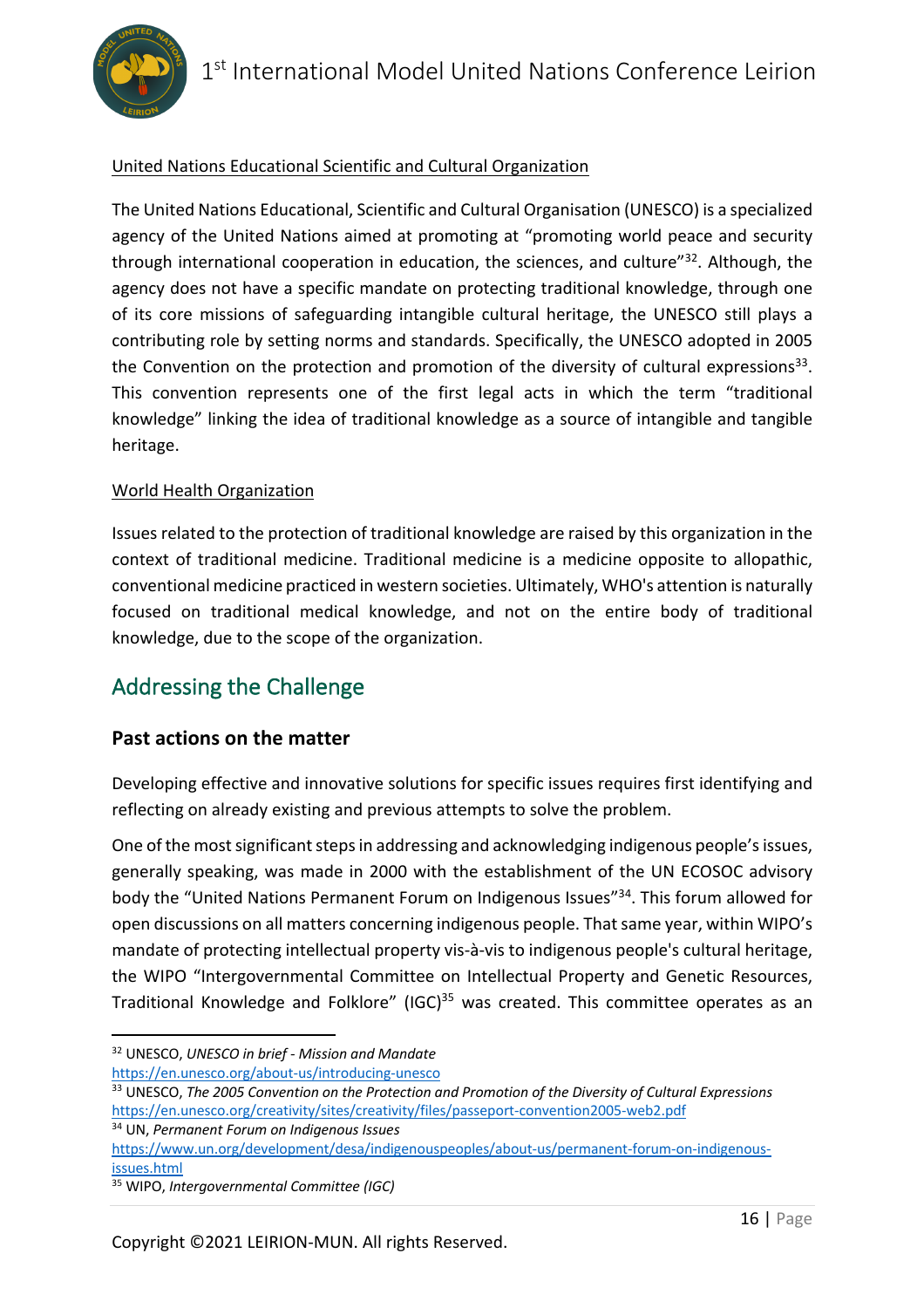United Nations Educational Scientific and Cultural Organization

The United Nations Educational, Scientific and Cultural Organisation (UNESCO) is a specialized agency of the United Nations aimed at promoting at "promoting world peace and security through international cooperation in education, the sciences, and culture"[32]. Although, the agency does not have a specific mandate on protecting traditional knowledge, through one of its core missions of safeguarding intangible cultural heritage, the UNESCO still plays a contributing role by setting norms and standards. Specifically, the UNESCO adopted in 2005 the Convention on the protection and promotion of the diversity of cultural expressions[33]. This convention represents one of the first legal acts in which the term "traditional knowledge" linking the idea of traditional knowledge as a source of intangible and tangible heritage.

World Health Organization

Issues related to the protection of traditional knowledge are raised by this organization in the context of traditional medicine. Traditional medicine is a medicine opposite to allopathic, conventional medicine practiced in western societies. Ultimately, WHO's attention is naturally focused on traditional medical knowledge, and not on the entire body of traditional knowledge, due to the scope of the organization.

## Addressing the Challenge

### Past actions on the matter

Developing effective and innovative solutions for specific issues requires first identifying and reflecting on already existing and previous attempts to solve the problem.

One of the most significant steps in addressing and acknowledging indigenous people's issues, generally speaking, was made in 2000 with the establishment of the UN ECOSOC advisory body the "United Nations Permanent Forum on Indigenous Issues"[34]. This forum allowed for open discussions on all matters concerning indigenous people. That same year, within WIPO's mandate of protecting intellectual property vis-à-vis to indigenous people's cultural heritage, the WIPO "Intergovernmental Committee on Intellectual Property and Genetic Resources, Traditional Knowledge and Folklore" (IGC)[35] was created. This committee operates as an

---

[32] UNESCO, *UNESCO in brief - Mission and Mandate* https://en.unesco.org/about-us/introducing-unesco

[33] UNESCO, *The 2005 Convention on the Protection and Promotion of the Diversity of Cultural Expressions* https://en.unesco.org/creativity/sites/creativity/files/passeport-convention2005-web2.pdf

[34] UN, *Permanent Forum on Indigenous Issues* https://www.un.org/development/desa/indigenouspeoples/about-us/permanent-forum-on-indigenous-issues.html

[35] WIPO, *Intergovernmental Committee (IGC)*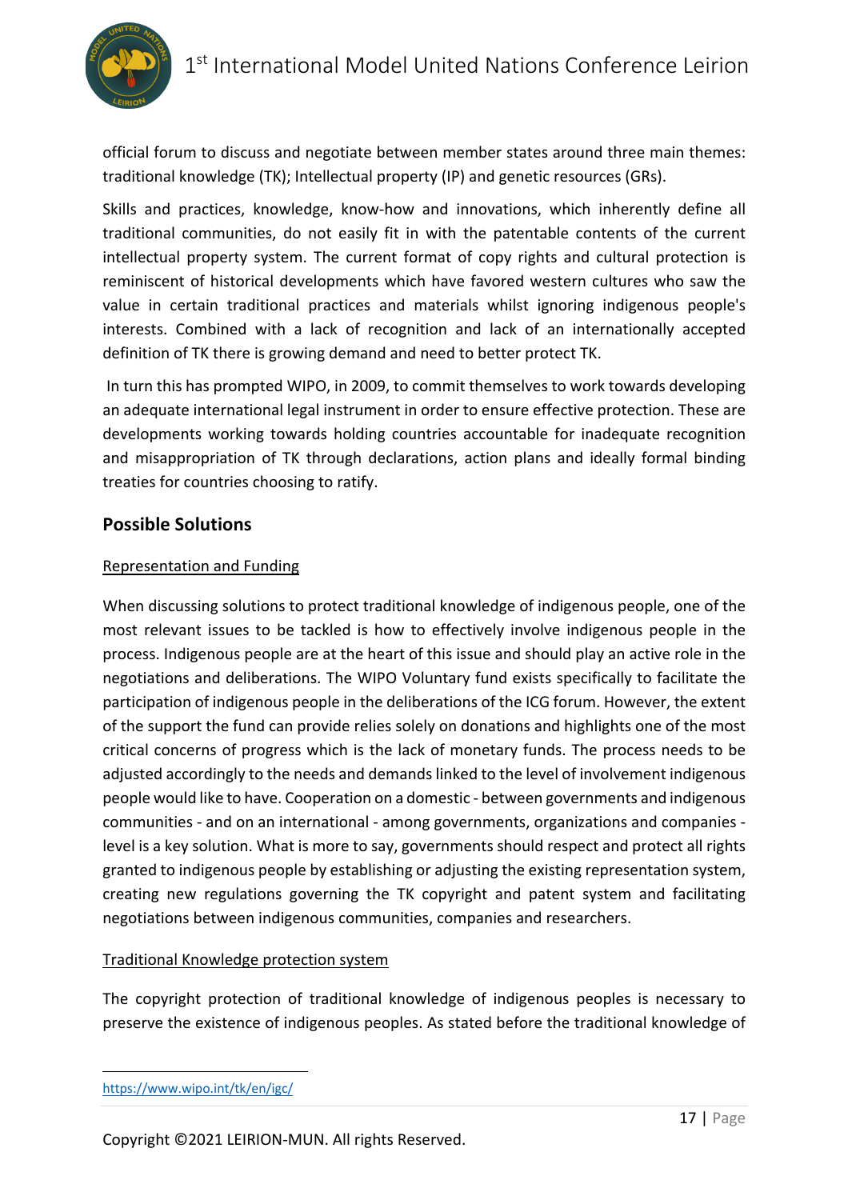official forum to discuss and negotiate between member states around three main themes: traditional knowledge (TK); Intellectual property (IP) and genetic resources (GRs).

Skills and practices, knowledge, know-how and innovations, which inherently define all traditional communities, do not easily fit in with the patentable contents of the current intellectual property system. The current format of copy rights and cultural protection is reminiscent of historical developments which have favored western cultures who saw the value in certain traditional practices and materials whilst ignoring indigenous people's interests. Combined with a lack of recognition and lack of an internationally accepted definition of TK there is growing demand and need to better protect TK.

In turn this has prompted WIPO, in 2009, to commit themselves to work towards developing an adequate international legal instrument in order to ensure effective protection. These are developments working towards holding countries accountable for inadequate recognition and misappropriation of TK through declarations, action plans and ideally formal binding treaties for countries choosing to ratify.

## Possible Solutions

### Representation and Funding

When discussing solutions to protect traditional knowledge of indigenous people, one of the most relevant issues to be tackled is how to effectively involve indigenous people in the process. Indigenous people are at the heart of this issue and should play an active role in the negotiations and deliberations. The WIPO Voluntary fund exists specifically to facilitate the participation of indigenous people in the deliberations of the ICG forum. However, the extent of the support the fund can provide relies solely on donations and highlights one of the most critical concerns of progress which is the lack of monetary funds. The process needs to be adjusted accordingly to the needs and demands linked to the level of involvement indigenous people would like to have. Cooperation on a domestic - between governments and indigenous communities - and on an international - among governments, organizations and companies - level is a key solution. What is more to say, governments should respect and protect all rights granted to indigenous people by establishing or adjusting the existing representation system, creating new regulations governing the TK copyright and patent system and facilitating negotiations between indigenous communities, companies and researchers.

### Traditional Knowledge protection system

The copyright protection of traditional knowledge of indigenous peoples is necessary to preserve the existence of indigenous peoples. As stated before the traditional knowledge of

---

https://www.wipo.int/tk/en/igc/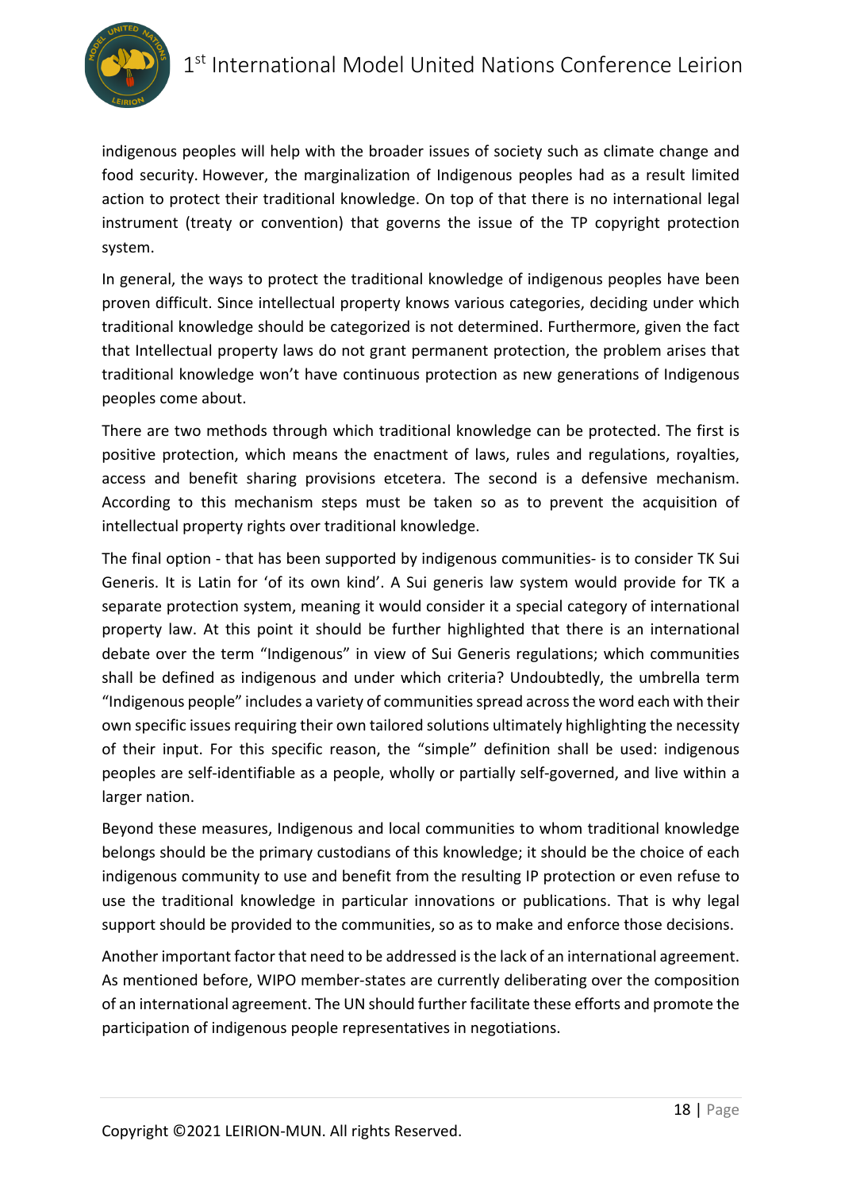indigenous peoples will help with the broader issues of society such as climate change and food security. However, the marginalization of Indigenous peoples had as a result limited action to protect their traditional knowledge. On top of that there is no international legal instrument (treaty or convention) that governs the issue of the TP copyright protection system.

In general, the ways to protect the traditional knowledge of indigenous peoples have been proven difficult. Since intellectual property knows various categories, deciding under which traditional knowledge should be categorized is not determined. Furthermore, given the fact that Intellectual property laws do not grant permanent protection, the problem arises that traditional knowledge won't have continuous protection as new generations of Indigenous peoples come about.

There are two methods through which traditional knowledge can be protected. The first is positive protection, which means the enactment of laws, rules and regulations, royalties, access and benefit sharing provisions etcetera. The second is a defensive mechanism. According to this mechanism steps must be taken so as to prevent the acquisition of intellectual property rights over traditional knowledge.

The final option - that has been supported by indigenous communities- is to consider TK Sui Generis. It is Latin for 'of its own kind'. A Sui generis law system would provide for TK a separate protection system, meaning it would consider it a special category of international property law. At this point it should be further highlighted that there is an international debate over the term "Indigenous" in view of Sui Generis regulations; which communities shall be defined as indigenous and under which criteria? Undoubtedly, the umbrella term "Indigenous people" includes a variety of communities spread across the word each with their own specific issues requiring their own tailored solutions ultimately highlighting the necessity of their input. For this specific reason, the "simple" definition shall be used: indigenous peoples are self-identifiable as a people, wholly or partially self-governed, and live within a larger nation.

Beyond these measures, Indigenous and local communities to whom traditional knowledge belongs should be the primary custodians of this knowledge; it should be the choice of each indigenous community to use and benefit from the resulting IP protection or even refuse to use the traditional knowledge in particular innovations or publications. That is why legal support should be provided to the communities, so as to make and enforce those decisions.

Another important factor that need to be addressed is the lack of an international agreement. As mentioned before, WIPO member-states are currently deliberating over the composition of an international agreement. The UN should further facilitate these efforts and promote the participation of indigenous people representatives in negotiations.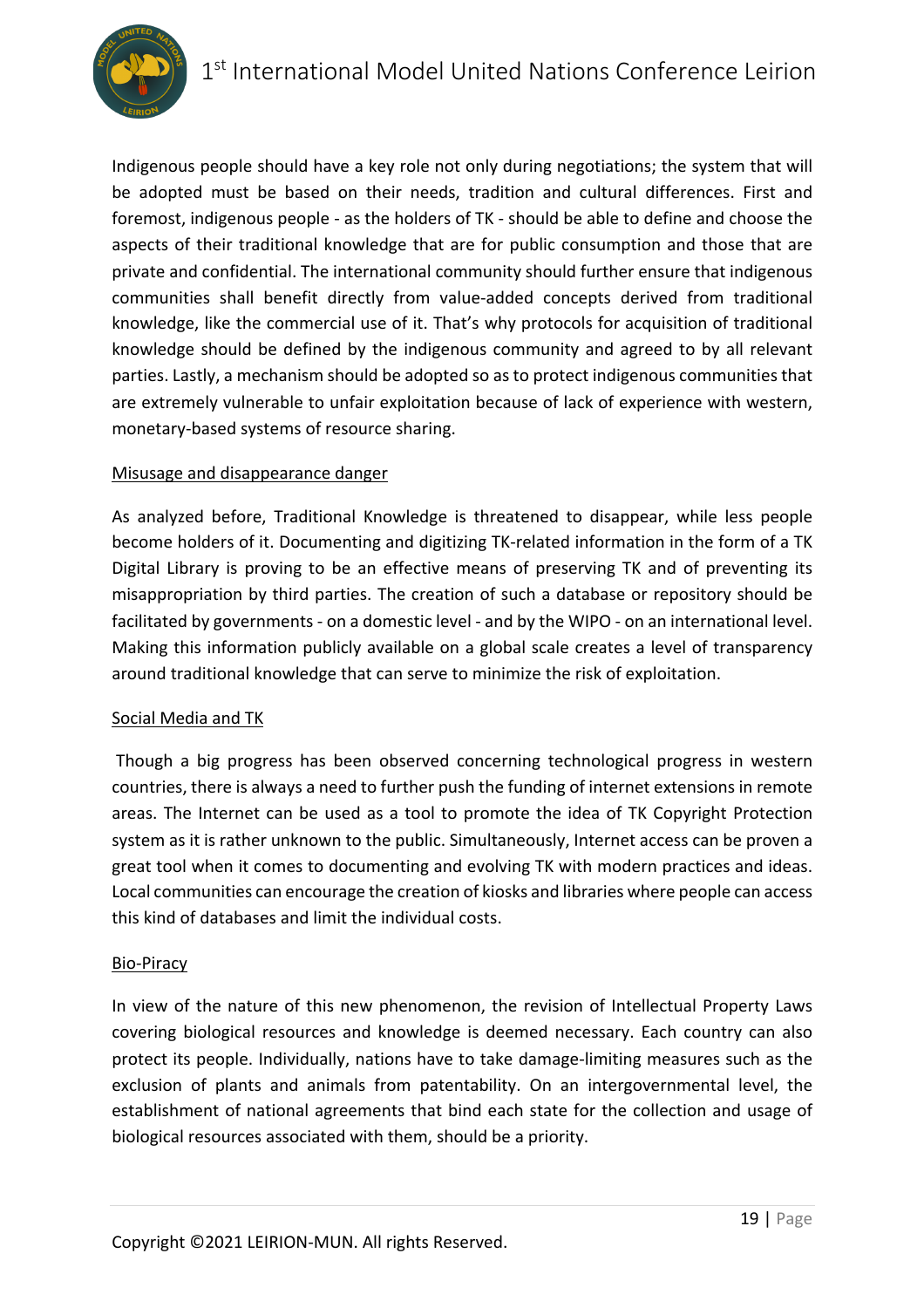Indigenous people should have a key role not only during negotiations; the system that will be adopted must be based on their needs, tradition and cultural differences. First and foremost, indigenous people - as the holders of TK - should be able to define and choose the aspects of their traditional knowledge that are for public consumption and those that are private and confidential. The international community should further ensure that indigenous communities shall benefit directly from value-added concepts derived from traditional knowledge, like the commercial use of it. That's why protocols for acquisition of traditional knowledge should be defined by the indigenous community and agreed to by all relevant parties. Lastly, a mechanism should be adopted so as to protect indigenous communities that are extremely vulnerable to unfair exploitation because of lack of experience with western, monetary-based systems of resource sharing.

<u>Misusage and disappearance danger</u>

As analyzed before, Traditional Knowledge is threatened to disappear, while less people become holders of it. Documenting and digitizing TK-related information in the form of a TK Digital Library is proving to be an effective means of preserving TK and of preventing its misappropriation by third parties. The creation of such a database or repository should be facilitated by governments - on a domestic level - and by the WIPO - on an international level. Making this information publicly available on a global scale creates a level of transparency around traditional knowledge that can serve to minimize the risk of exploitation.

<u>Social Media and TK</u>

Though a big progress has been observed concerning technological progress in western countries, there is always a need to further push the funding of internet extensions in remote areas. The Internet can be used as a tool to promote the idea of TK Copyright Protection system as it is rather unknown to the public. Simultaneously, Internet access can be proven a great tool when it comes to documenting and evolving TK with modern practices and ideas. Local communities can encourage the creation of kiosks and libraries where people can access this kind of databases and limit the individual costs.

<u>Bio-Piracy</u>

In view of the nature of this new phenomenon, the revision of Intellectual Property Laws covering biological resources and knowledge is deemed necessary. Each country can also protect its people. Individually, nations have to take damage-limiting measures such as the exclusion of plants and animals from patentability. On an intergovernmental level, the establishment of national agreements that bind each state for the collection and usage of biological resources associated with them, should be a priority.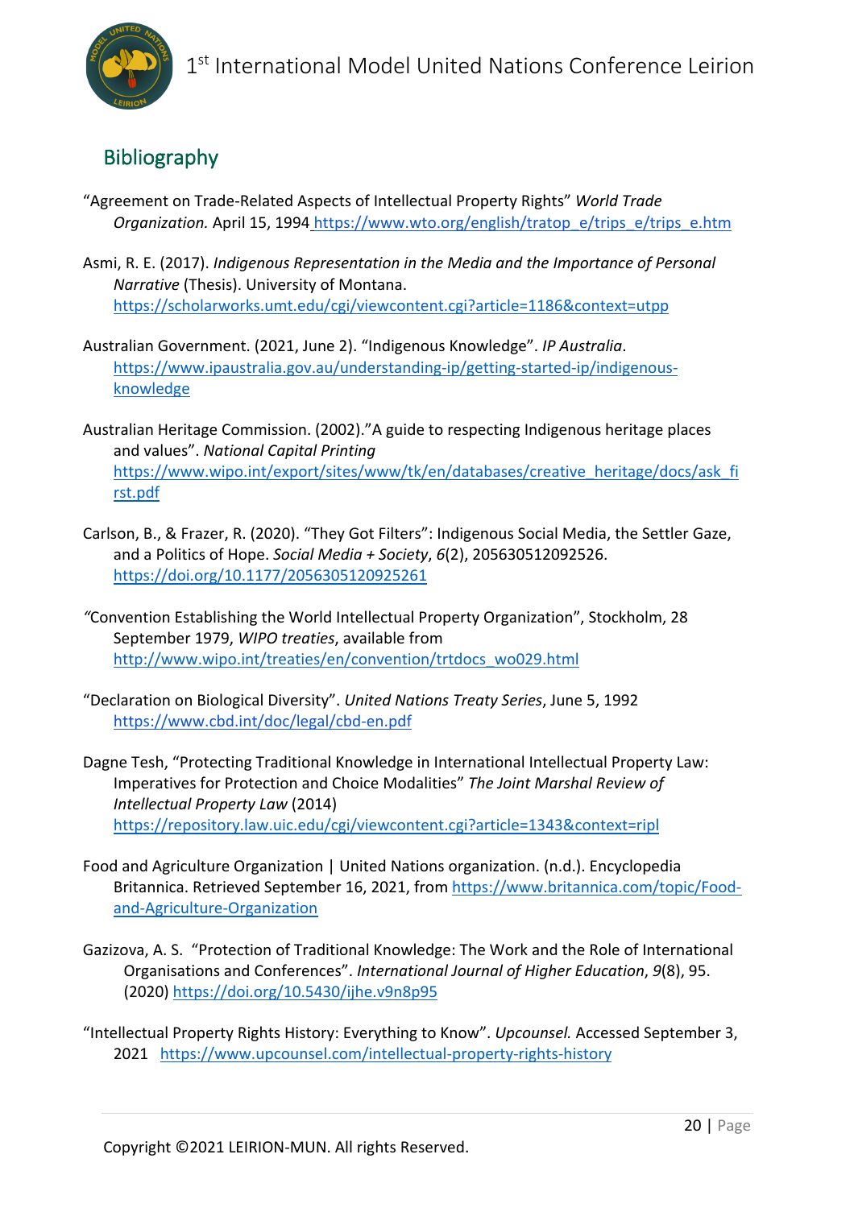## Bibliography

"Agreement on Trade-Related Aspects of Intellectual Property Rights" *World Trade Organization.* April 15, 1994 https://www.wto.org/english/tratop_e/trips_e/trips_e.htm

Asmi, R. E. (2017). *Indigenous Representation in the Media and the Importance of Personal Narrative* (Thesis). University of Montana. https://scholarworks.umt.edu/cgi/viewcontent.cgi?article=1186&context=utpp

Australian Government. (2021, June 2). "Indigenous Knowledge". *IP Australia*. https://www.ipaustralia.gov.au/understanding-ip/getting-started-ip/indigenous-knowledge

Australian Heritage Commission. (2002)."A guide to respecting Indigenous heritage places and values". *National Capital Printing* https://www.wipo.int/export/sites/www/tk/en/databases/creative_heritage/docs/ask_first.pdf

Carlson, B., & Frazer, R. (2020). "They Got Filters": Indigenous Social Media, the Settler Gaze, and a Politics of Hope. *Social Media + Society*, *6*(2), 205630512092526. https://doi.org/10.1177/2056305120925261

"Convention Establishing the World Intellectual Property Organization", Stockholm, 28 September 1979, *WIPO treaties*, available from http://www.wipo.int/treaties/en/convention/trtdocs_wo029.html

"Declaration on Biological Diversity". *United Nations Treaty Series*, June 5, 1992 https://www.cbd.int/doc/legal/cbd-en.pdf

Dagne Tesh, "Protecting Traditional Knowledge in International Intellectual Property Law: Imperatives for Protection and Choice Modalities" *The Joint Marshal Review of Intellectual Property Law* (2014) https://repository.law.uic.edu/cgi/viewcontent.cgi?article=1343&context=ripl

Food and Agriculture Organization | United Nations organization. (n.d.). Encyclopedia Britannica. Retrieved September 16, 2021, from https://www.britannica.com/topic/Food-and-Agriculture-Organization

Gazizova, A. S. "Protection of Traditional Knowledge: The Work and the Role of International Organisations and Conferences". *International Journal of Higher Education*, *9*(8), 95. (2020) https://doi.org/10.5430/ijhe.v9n8p95

"Intellectual Property Rights History: Everything to Know". *Upcounsel.* Accessed September 3, 2021 https://www.upcounsel.com/intellectual-property-rights-history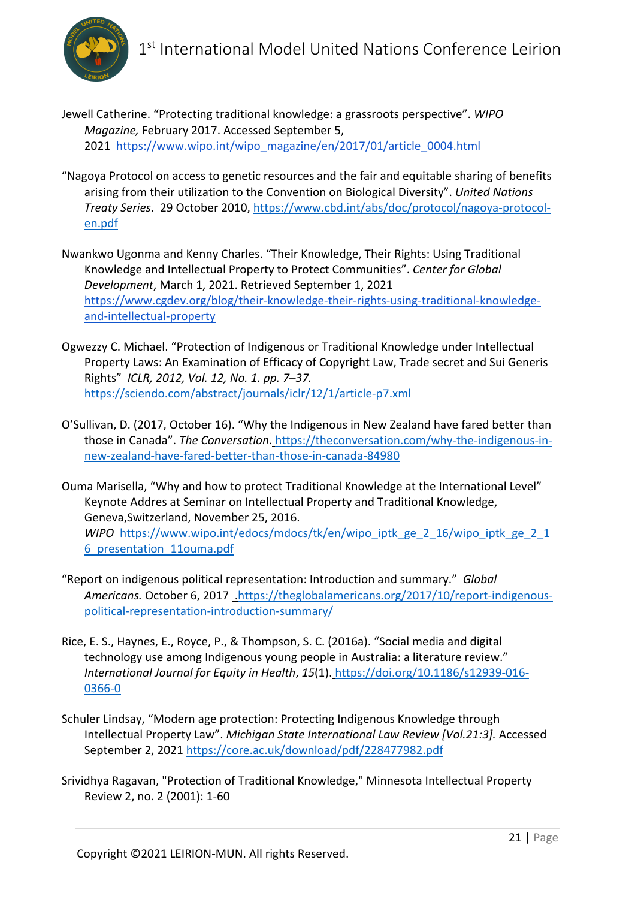Jewell Catherine. "Protecting traditional knowledge: a grassroots perspective". *WIPO Magazine,* February 2017. Accessed September 5, 2021 https://www.wipo.int/wipo_magazine/en/2017/01/article_0004.html

"Nagoya Protocol on access to genetic resources and the fair and equitable sharing of benefits arising from their utilization to the Convention on Biological Diversity". *United Nations Treaty Series*. 29 October 2010, https://www.cbd.int/abs/doc/protocol/nagoya-protocol-en.pdf

Nwankwo Ugonma and Kenny Charles. "Their Knowledge, Their Rights: Using Traditional Knowledge and Intellectual Property to Protect Communities". *Center for Global Development*, March 1, 2021. Retrieved September 1, 2021 https://www.cgdev.org/blog/their-knowledge-their-rights-using-traditional-knowledge-and-intellectual-property

Ogwezzy C. Michael. "Protection of Indigenous or Traditional Knowledge under Intellectual Property Laws: An Examination of Efficacy of Copyright Law, Trade secret and Sui Generis Rights" *ICLR, 2012, Vol. 12, No. 1. pp. 7–37.* https://sciendo.com/abstract/journals/iclr/12/1/article-p7.xml

O'Sullivan, D. (2017, October 16). "Why the Indigenous in New Zealand have fared better than those in Canada". *The Conversation*. https://theconversation.com/why-the-indigenous-in-new-zealand-have-fared-better-than-those-in-canada-84980

Ouma Marisella, "Why and how to protect Traditional Knowledge at the International Level" Keynote Addres at Seminar on Intellectual Property and Traditional Knowledge, Geneva,Switzerland, November 25, 2016. *WIPO* https://www.wipo.int/edocs/mdocs/tk/en/wipo_iptk_ge_2_16/wipo_iptk_ge_2_16_presentation_11ouma.pdf

"Report on indigenous political representation: Introduction and summary." *Global Americans.* October 6, 2017 .https://theglobalamericans.org/2017/10/report-indigenous-political-representation-introduction-summary/

Rice, E. S., Haynes, E., Royce, P., & Thompson, S. C. (2016a). "Social media and digital technology use among Indigenous young people in Australia: a literature review." *International Journal for Equity in Health*, *15*(1). https://doi.org/10.1186/s12939-016-0366-0

Schuler Lindsay, "Modern age protection: Protecting Indigenous Knowledge through Intellectual Property Law". *Michigan State International Law Review [Vol.21:3].* Accessed September 2, 2021 https://core.ac.uk/download/pdf/228477982.pdf

Srividhya Ragavan, "Protection of Traditional Knowledge," Minnesota Intellectual Property Review 2, no. 2 (2001): 1-60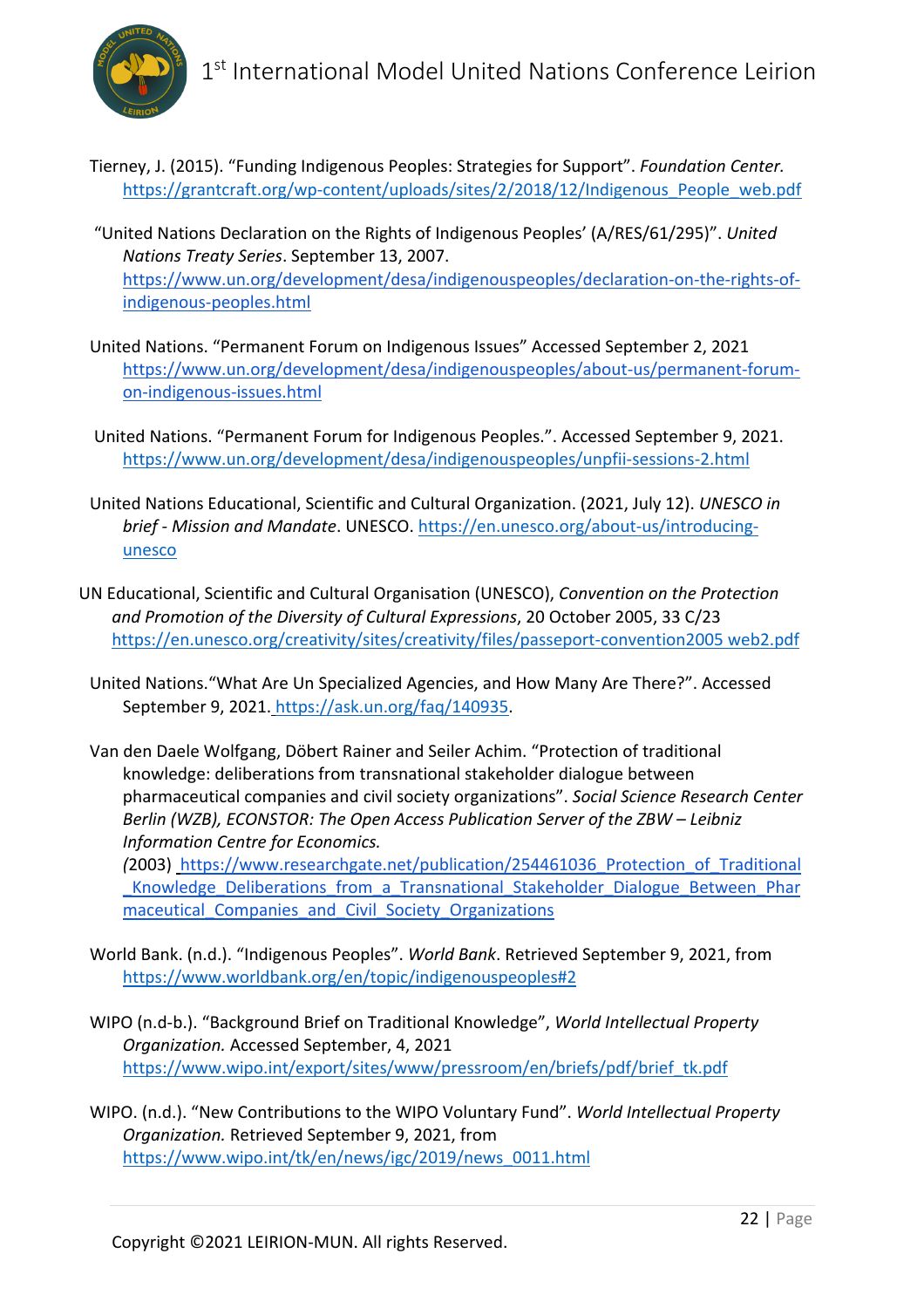Tierney, J. (2015). "Funding Indigenous Peoples: Strategies for Support". *Foundation Center.* https://grantcraft.org/wp-content/uploads/sites/2/2018/12/Indigenous_People_web.pdf

"United Nations Declaration on the Rights of Indigenous Peoples' (A/RES/61/295)". *United Nations Treaty Series*. September 13, 2007. https://www.un.org/development/desa/indigenouspeoples/declaration-on-the-rights-of-indigenous-peoples.html

United Nations. "Permanent Forum on Indigenous Issues" Accessed September 2, 2021 https://www.un.org/development/desa/indigenouspeoples/about-us/permanent-forum-on-indigenous-issues.html

United Nations. "Permanent Forum for Indigenous Peoples.". Accessed September 9, 2021. https://www.un.org/development/desa/indigenouspeoples/unpfii-sessions-2.html

United Nations Educational, Scientific and Cultural Organization. (2021, July 12). *UNESCO in brief - Mission and Mandate*. UNESCO. https://en.unesco.org/about-us/introducing-unesco

UN Educational, Scientific and Cultural Organisation (UNESCO), *Convention on the Protection and Promotion of the Diversity of Cultural Expressions*, 20 October 2005, 33 C/23 https://en.unesco.org/creativity/sites/creativity/files/passeport-convention2005 web2.pdf

United Nations."What Are Un Specialized Agencies, and How Many Are There?". Accessed September 9, 2021. https://ask.un.org/faq/140935.

Van den Daele Wolfgang, Döbert Rainer and Seiler Achim. "Protection of traditional knowledge: deliberations from transnational stakeholder dialogue between pharmaceutical companies and civil society organizations". *Social Science Research Center Berlin (WZB), ECONSTOR: The Open Access Publication Server of the ZBW – Leibniz Information Centre for Economics.* (2003) https://www.researchgate.net/publication/254461036_Protection_of_Traditional_Knowledge_Deliberations_from_a_Transnational_Stakeholder_Dialogue_Between_Pharmaceutical_Companies_and_Civil_Society_Organizations

World Bank. (n.d.). "Indigenous Peoples". *World Bank*. Retrieved September 9, 2021, from https://www.worldbank.org/en/topic/indigenouspeoples#2

WIPO (n.d-b.). "Background Brief on Traditional Knowledge", *World Intellectual Property Organization.* Accessed September, 4, 2021 https://www.wipo.int/export/sites/www/pressroom/en/briefs/pdf/brief_tk.pdf

WIPO. (n.d.). "New Contributions to the WIPO Voluntary Fund". *World Intellectual Property Organization.* Retrieved September 9, 2021, from https://www.wipo.int/tk/en/news/igc/2019/news_0011.html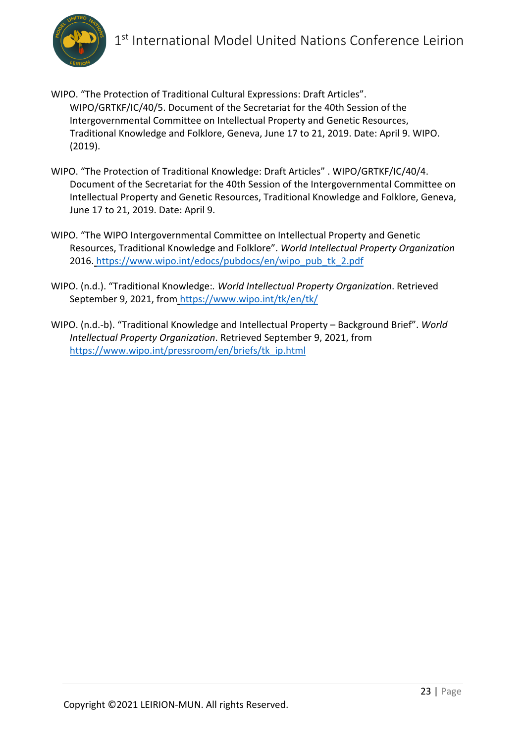WIPO. "The Protection of Traditional Cultural Expressions: Draft Articles". WIPO/GRTKF/IC/40/5. Document of the Secretariat for the 40th Session of the Intergovernmental Committee on Intellectual Property and Genetic Resources, Traditional Knowledge and Folklore, Geneva, June 17 to 21, 2019. Date: April 9. WIPO. (2019).

WIPO. "The Protection of Traditional Knowledge: Draft Articles" . WIPO/GRTKF/IC/40/4. Document of the Secretariat for the 40th Session of the Intergovernmental Committee on Intellectual Property and Genetic Resources, Traditional Knowledge and Folklore, Geneva, June 17 to 21, 2019. Date: April 9.

WIPO. "The WIPO Intergovernmental Committee on Intellectual Property and Genetic Resources, Traditional Knowledge and Folklore". *World Intellectual Property Organization* 2016. https://www.wipo.int/edocs/pubdocs/en/wipo_pub_tk_2.pdf

WIPO. (n.d.). "Traditional Knowledge:. *World Intellectual Property Organization*. Retrieved September 9, 2021, from https://www.wipo.int/tk/en/tk/

WIPO. (n.d.-b). "Traditional Knowledge and Intellectual Property – Background Brief". *World Intellectual Property Organization*. Retrieved September 9, 2021, from https://www.wipo.int/pressroom/en/briefs/tk_ip.html

Copyright ©2021 LEIRION-MUN. All rights Reserved.